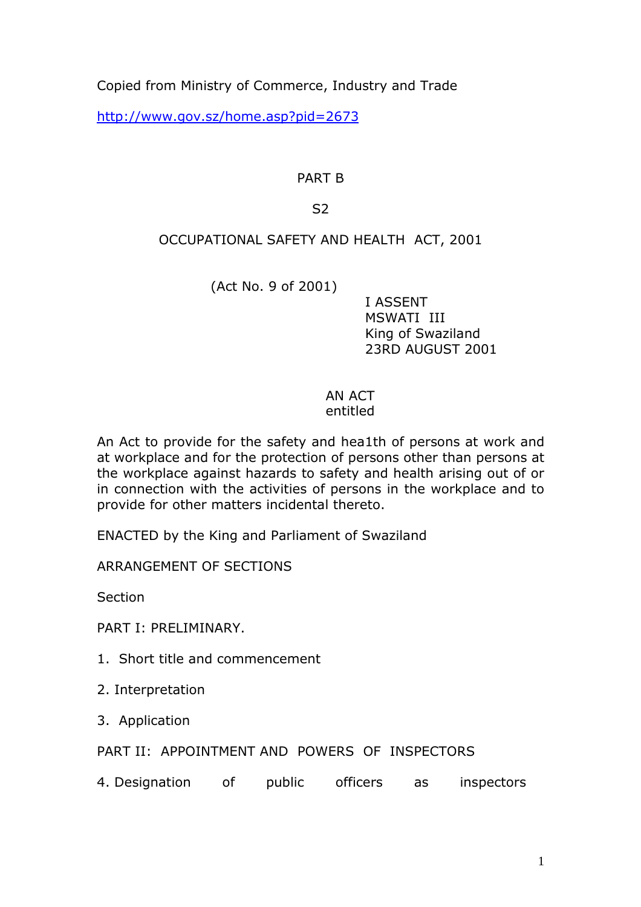Copied from Ministry of Commerce, Industry and Trade

http://www.gov.sz/home.asp?pid=2673

PART B

S2

# OCCUPATIONAL SAFETY AND HEALTH ACT, 2001

(Act No. 9 of 2001)

I ASSENT
MSWATI III
King of Swaziland
23RD AUGUST 2001

AN ACT
entitled

An Act to provide for the safety and hea1th of persons at work and at workplace and for the protection of persons other than persons at the workplace against hazards to safety and health arising out of or in connection with the activities of persons in the workplace and to provide for other matters incidental thereto.

ENACTED by the King and Parliament of Swaziland

## ARRANGEMENT OF SECTIONS

Section

PART I: PRELIMINARY.

1. Short title and commencement
2. Interpretation
3. Application

PART II: APPOINTMENT AND POWERS OF INSPECTORS

4. Designation of public officers as inspectors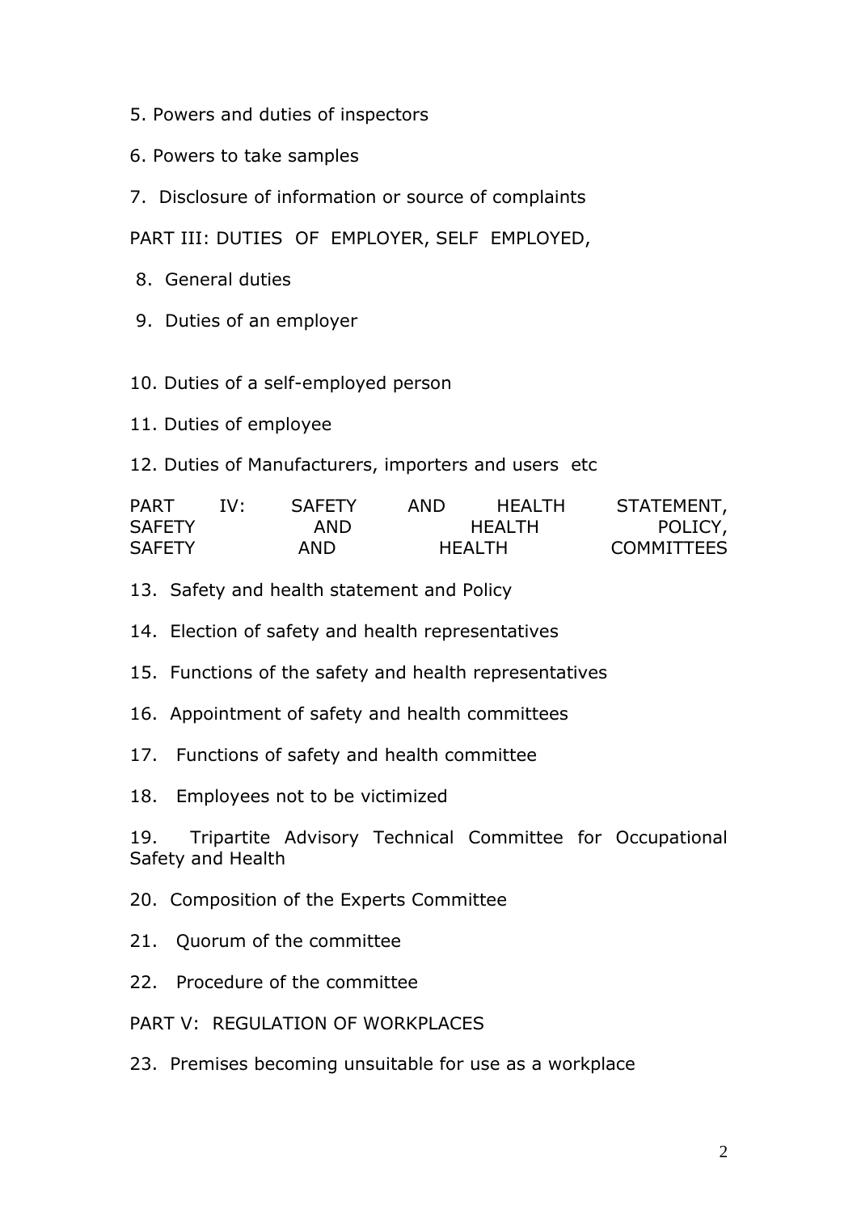5. Powers and duties of inspectors

6. Powers to take samples

7. Disclosure of information or source of complaints

PART III: DUTIES OF EMPLOYER, SELF EMPLOYED,

8. General duties

9. Duties of an employer

10. Duties of a self-employed person

11. Duties of employee

12. Duties of Manufacturers, importers and users etc

PART IV: SAFETY AND HEALTH STATEMENT, SAFETY AND HEALTH POLICY, SAFETY AND HEALTH COMMITTEES

13. Safety and health statement and Policy

14. Election of safety and health representatives

15. Functions of the safety and health representatives

16. Appointment of safety and health committees

17. Functions of safety and health committee

18. Employees not to be victimized

19. Tripartite Advisory Technical Committee for Occupational Safety and Health

20. Composition of the Experts Committee

21. Quorum of the committee

22. Procedure of the committee

PART V: REGULATION OF WORKPLACES

23. Premises becoming unsuitable for use as a workplace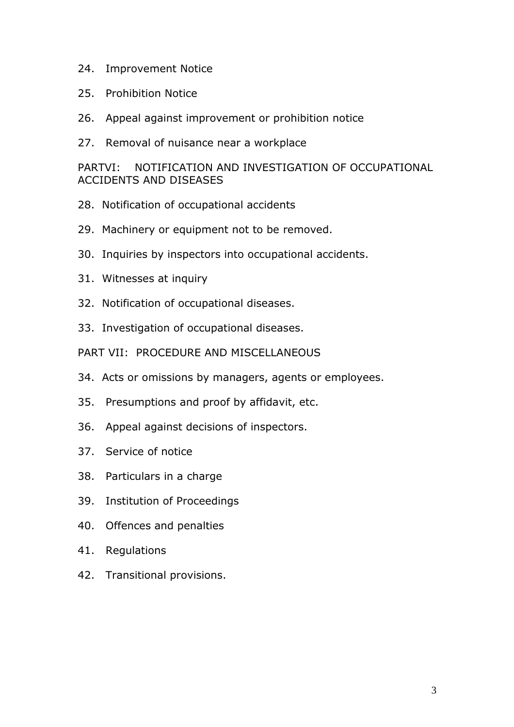24. Improvement Notice

25. Prohibition Notice

26. Appeal against improvement or prohibition notice

27. Removal of nuisance near a workplace

PARTVI: NOTIFICATION AND INVESTIGATION OF OCCUPATIONAL ACCIDENTS AND DISEASES

28. Notification of occupational accidents

29. Machinery or equipment not to be removed.

30. Inquiries by inspectors into occupational accidents.

31. Witnesses at inquiry

32. Notification of occupational diseases.

33. Investigation of occupational diseases.

PART VII: PROCEDURE AND MISCELLANEOUS

34. Acts or omissions by managers, agents or employees.

35. Presumptions and proof by affidavit, etc.

36. Appeal against decisions of inspectors.

37. Service of notice

38. Particulars in a charge

39. Institution of Proceedings

40. Offences and penalties

41. Regulations

42. Transitional provisions.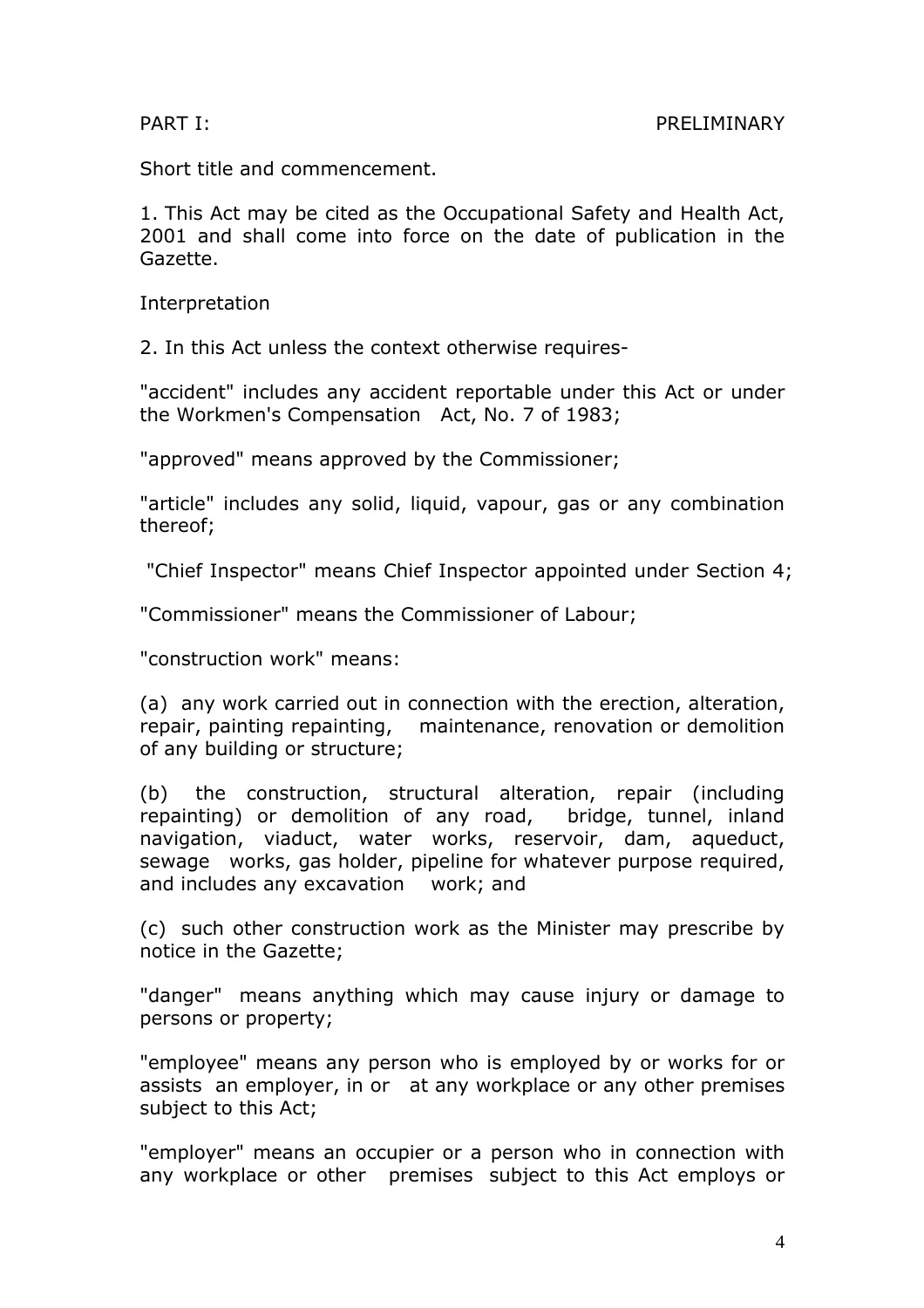## PART I: PRELIMINARY

Short title and commencement.

1. This Act may be cited as the Occupational Safety and Health Act, 2001 and shall come into force on the date of publication in the Gazette.

Interpretation

2. In this Act unless the context otherwise requires-

"accident" includes any accident reportable under this Act or under the Workmen's Compensation Act, No. 7 of 1983;

"approved" means approved by the Commissioner;

"article" includes any solid, liquid, vapour, gas or any combination thereof;

"Chief Inspector" means Chief Inspector appointed under Section 4;

"Commissioner" means the Commissioner of Labour;

"construction work" means:

(a) any work carried out in connection with the erection, alteration, repair, painting repainting, maintenance, renovation or demolition of any building or structure;

(b) the construction, structural alteration, repair (including repainting) or demolition of any road, bridge, tunnel, inland navigation, viaduct, water works, reservoir, dam, aqueduct, sewage works, gas holder, pipeline for whatever purpose required, and includes any excavation work; and

(c) such other construction work as the Minister may prescribe by notice in the Gazette;

"danger" means anything which may cause injury or damage to persons or property;

"employee" means any person who is employed by or works for or assists an employer, in or at any workplace or any other premises subject to this Act;

"employer" means an occupier or a person who in connection with any workplace or other premises subject to this Act employs or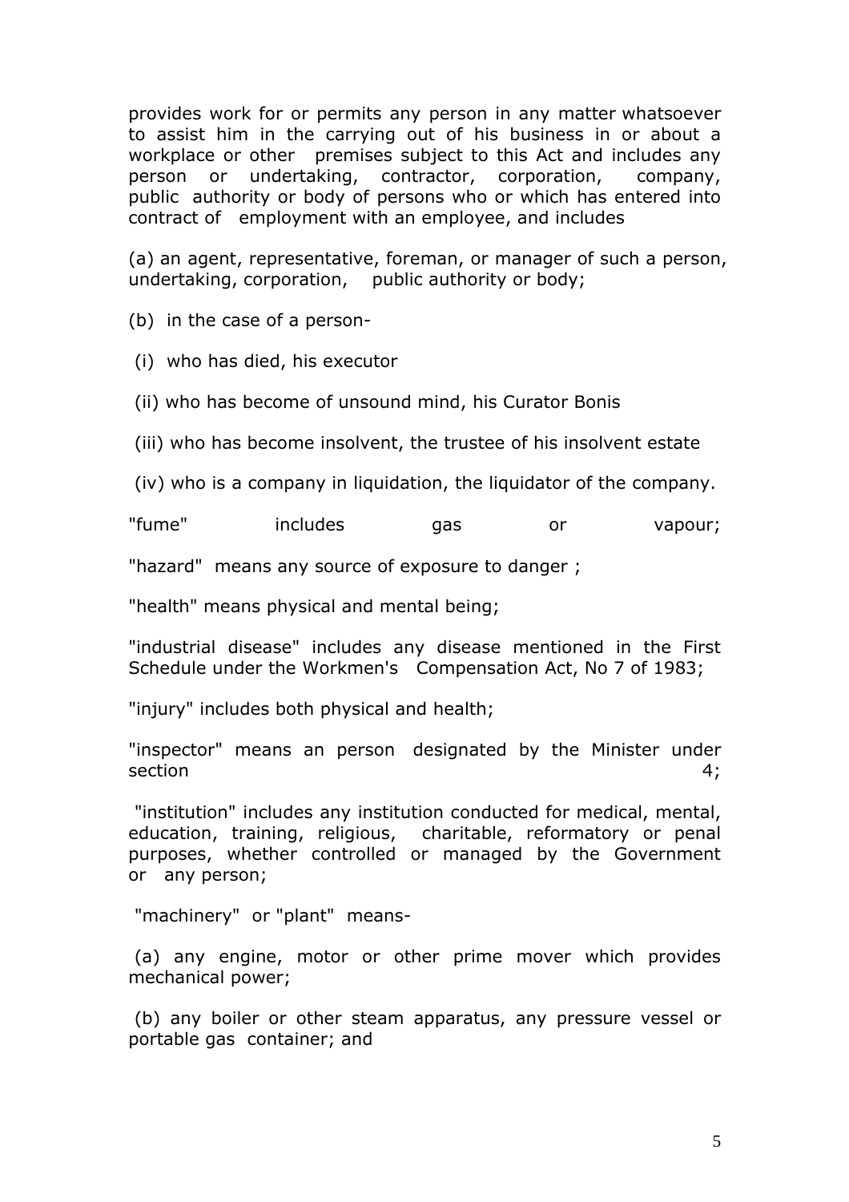provides work for or permits any person in any matter whatsoever to assist him in the carrying out of his business in or about a workplace or other premises subject to this Act and includes any person or undertaking, contractor, corporation, company, public authority or body of persons who or which has entered into contract of employment with an employee, and includes

(a) an agent, representative, foreman, or manager of such a person, undertaking, corporation, public authority or body;

(b) in the case of a person-

(i) who has died, his executor

(ii) who has become of unsound mind, his Curator Bonis

(iii) who has become insolvent, the trustee of his insolvent estate

(iv) who is a company in liquidation, the liquidator of the company.

"fume" includes gas or vapour;

"hazard" means any source of exposure to danger ;

"health" means physical and mental being;

"industrial disease" includes any disease mentioned in the First Schedule under the Workmen's Compensation Act, No 7 of 1983;

"injury" includes both physical and health;

"inspector" means an person designated by the Minister under section 4;

"institution" includes any institution conducted for medical, mental, education, training, religious, charitable, reformatory or penal purposes, whether controlled or managed by the Government or any person;

"machinery" or "plant" means-

(a) any engine, motor or other prime mover which provides mechanical power;

(b) any boiler or other steam apparatus, any pressure vessel or portable gas container; and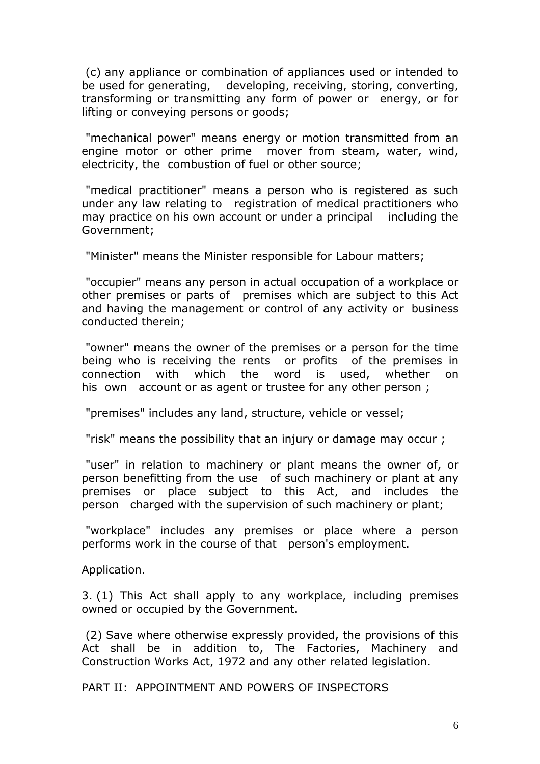(c) any appliance or combination of appliances used or intended to be used for generating, developing, receiving, storing, converting, transforming or transmitting any form of power or energy, or for lifting or conveying persons or goods;

"mechanical power" means energy or motion transmitted from an engine motor or other prime mover from steam, water, wind, electricity, the combustion of fuel or other source;

"medical practitioner" means a person who is registered as such under any law relating to registration of medical practitioners who may practice on his own account or under a principal including the Government;

"Minister" means the Minister responsible for Labour matters;

"occupier" means any person in actual occupation of a workplace or other premises or parts of premises which are subject to this Act and having the management or control of any activity or business conducted therein;

"owner" means the owner of the premises or a person for the time being who is receiving the rents or profits of the premises in connection with which the word is used, whether on his own account or as agent or trustee for any other person ;

"premises" includes any land, structure, vehicle or vessel;

"risk" means the possibility that an injury or damage may occur ;

"user" in relation to machinery or plant means the owner of, or person benefitting from the use of such machinery or plant at any premises or place subject to this Act, and includes the person charged with the supervision of such machinery or plant;

"workplace" includes any premises or place where a person performs work in the course of that person's employment.

Application.

3. (1) This Act shall apply to any workplace, including premises owned or occupied by the Government.

(2) Save where otherwise expressly provided, the provisions of this Act shall be in addition to, The Factories, Machinery and Construction Works Act, 1972 and any other related legislation.

## PART II: APPOINTMENT AND POWERS OF INSPECTORS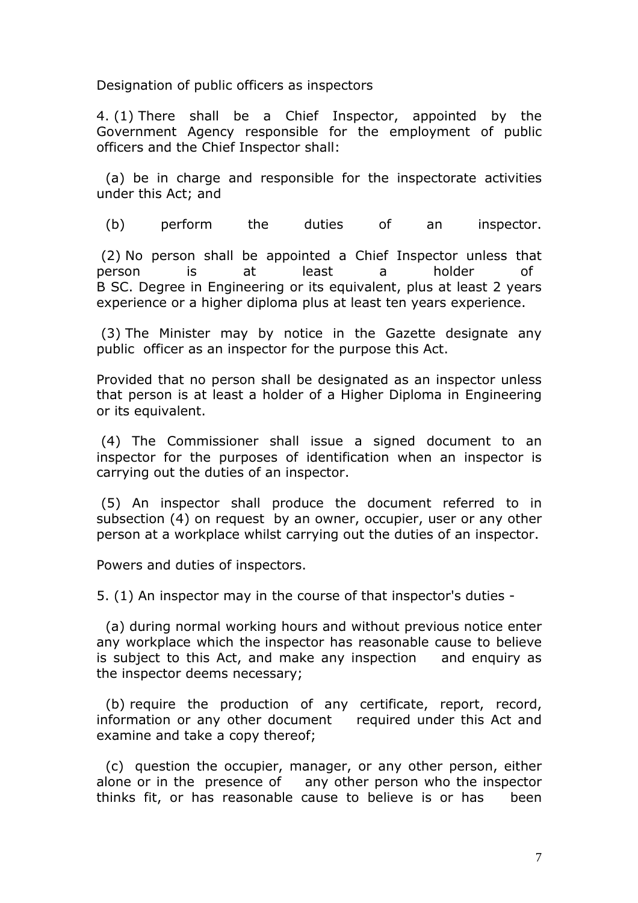Designation of public officers as inspectors

4. (1) There shall be a Chief Inspector, appointed by the Government Agency responsible for the employment of public officers and the Chief Inspector shall:

(a) be in charge and responsible for the inspectorate activities under this Act; and

(b) perform the duties of an inspector.

(2) No person shall be appointed a Chief Inspector unless that person is at least a holder of B SC. Degree in Engineering or its equivalent, plus at least 2 years experience or a higher diploma plus at least ten years experience.

(3) The Minister may by notice in the Gazette designate any public officer as an inspector for the purpose this Act.

Provided that no person shall be designated as an inspector unless that person is at least a holder of a Higher Diploma in Engineering or its equivalent.

(4) The Commissioner shall issue a signed document to an inspector for the purposes of identification when an inspector is carrying out the duties of an inspector.

(5) An inspector shall produce the document referred to in subsection (4) on request by an owner, occupier, user or any other person at a workplace whilst carrying out the duties of an inspector.

Powers and duties of inspectors.

5. (1) An inspector may in the course of that inspector's duties -

(a) during normal working hours and without previous notice enter any workplace which the inspector has reasonable cause to believe is subject to this Act, and make any inspection and enquiry as the inspector deems necessary;

(b) require the production of any certificate, report, record, information or any other document required under this Act and examine and take a copy thereof;

(c) question the occupier, manager, or any other person, either alone or in the presence of any other person who the inspector thinks fit, or has reasonable cause to believe is or has been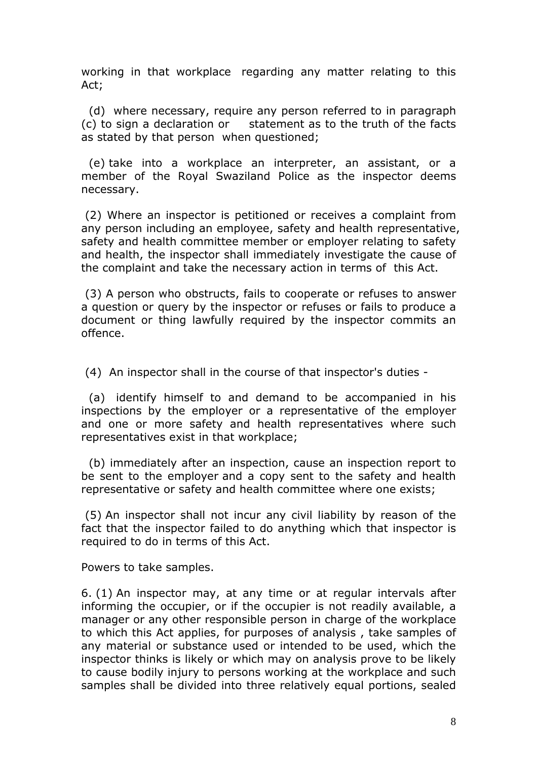working in that workplace regarding any matter relating to this Act;

(d) where necessary, require any person referred to in paragraph (c) to sign a declaration or statement as to the truth of the facts as stated by that person when questioned;

(e) take into a workplace an interpreter, an assistant, or a member of the Royal Swaziland Police as the inspector deems necessary.

(2) Where an inspector is petitioned or receives a complaint from any person including an employee, safety and health representative, safety and health committee member or employer relating to safety and health, the inspector shall immediately investigate the cause of the complaint and take the necessary action in terms of this Act.

(3) A person who obstructs, fails to cooperate or refuses to answer a question or query by the inspector or refuses or fails to produce a document or thing lawfully required by the inspector commits an offence.

(4) An inspector shall in the course of that inspector's duties -

(a) identify himself to and demand to be accompanied in his inspections by the employer or a representative of the employer and one or more safety and health representatives where such representatives exist in that workplace;

(b) immediately after an inspection, cause an inspection report to be sent to the employer and a copy sent to the safety and health representative or safety and health committee where one exists;

(5) An inspector shall not incur any civil liability by reason of the fact that the inspector failed to do anything which that inspector is required to do in terms of this Act.

Powers to take samples.

6. (1) An inspector may, at any time or at regular intervals after informing the occupier, or if the occupier is not readily available, a manager or any other responsible person in charge of the workplace to which this Act applies, for purposes of analysis , take samples of any material or substance used or intended to be used, which the inspector thinks is likely or which may on analysis prove to be likely to cause bodily injury to persons working at the workplace and such samples shall be divided into three relatively equal portions, sealed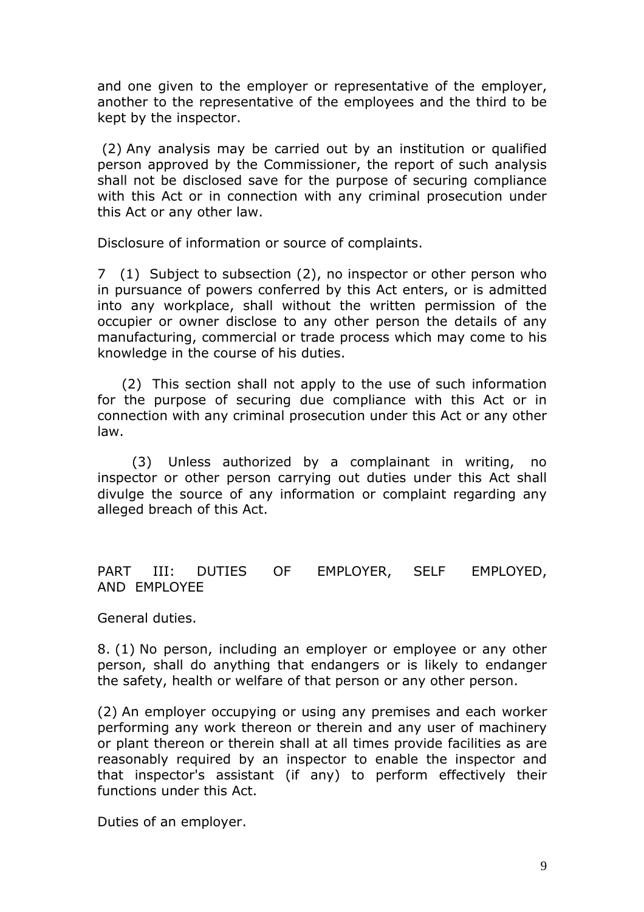and one given to the employer or representative of the employer, another to the representative of the employees and the third to be kept by the inspector.

(2) Any analysis may be carried out by an institution or qualified person approved by the Commissioner, the report of such analysis shall not be disclosed save for the purpose of securing compliance with this Act or in connection with any criminal prosecution under this Act or any other law.

Disclosure of information or source of complaints.

7 (1) Subject to subsection (2), no inspector or other person who in pursuance of powers conferred by this Act enters, or is admitted into any workplace, shall without the written permission of the occupier or owner disclose to any other person the details of any manufacturing, commercial or trade process which may come to his knowledge in the course of his duties.

(2) This section shall not apply to the use of such information for the purpose of securing due compliance with this Act or in connection with any criminal prosecution under this Act or any other law.

(3) Unless authorized by a complainant in writing, no inspector or other person carrying out duties under this Act shall divulge the source of any information or complaint regarding any alleged breach of this Act.

## PART III: DUTIES OF EMPLOYER, SELF EMPLOYED, AND EMPLOYEE

General duties.

8. (1) No person, including an employer or employee or any other person, shall do anything that endangers or is likely to endanger the safety, health or welfare of that person or any other person.

(2) An employer occupying or using any premises and each worker performing any work thereon or therein and any user of machinery or plant thereon or therein shall at all times provide facilities as are reasonably required by an inspector to enable the inspector and that inspector's assistant (if any) to perform effectively their functions under this Act.

Duties of an employer.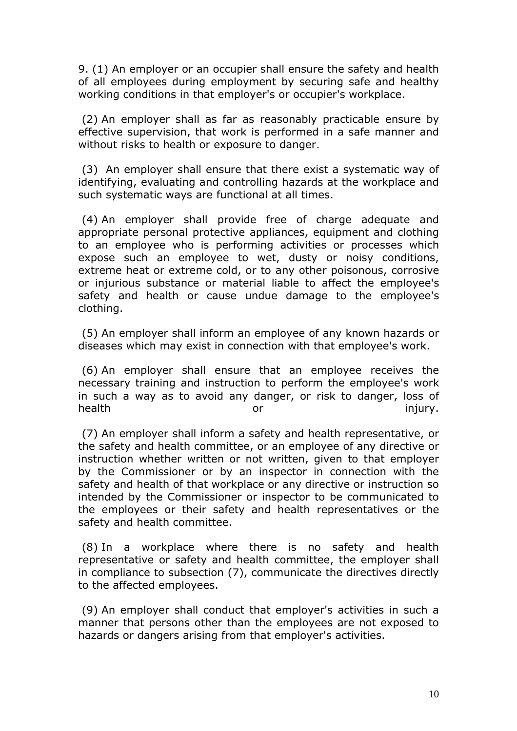9. (1) An employer or an occupier shall ensure the safety and health of all employees during employment by securing safe and healthy working conditions in that employer's or occupier's workplace.

(2) An employer shall as far as reasonably practicable ensure by effective supervision, that work is performed in a safe manner and without risks to health or exposure to danger.

(3) An employer shall ensure that there exist a systematic way of identifying, evaluating and controlling hazards at the workplace and such systematic ways are functional at all times.

(4) An employer shall provide free of charge adequate and appropriate personal protective appliances, equipment and clothing to an employee who is performing activities or processes which expose such an employee to wet, dusty or noisy conditions, extreme heat or extreme cold, or to any other poisonous, corrosive or injurious substance or material liable to affect the employee's safety and health or cause undue damage to the employee's clothing.

(5) An employer shall inform an employee of any known hazards or diseases which may exist in connection with that employee's work.

(6) An employer shall ensure that an employee receives the necessary training and instruction to perform the employee's work in such a way as to avoid any danger, or risk to danger, loss of health or injury.

(7) An employer shall inform a safety and health representative, or the safety and health committee, or an employee of any directive or instruction whether written or not written, given to that employer by the Commissioner or by an inspector in connection with the safety and health of that workplace or any directive or instruction so intended by the Commissioner or inspector to be communicated to the employees or their safety and health representatives or the safety and health committee.

(8) In a workplace where there is no safety and health representative or safety and health committee, the employer shall in compliance to subsection (7), communicate the directives directly to the affected employees.

(9) An employer shall conduct that employer's activities in such a manner that persons other than the employees are not exposed to hazards or dangers arising from that employer's activities.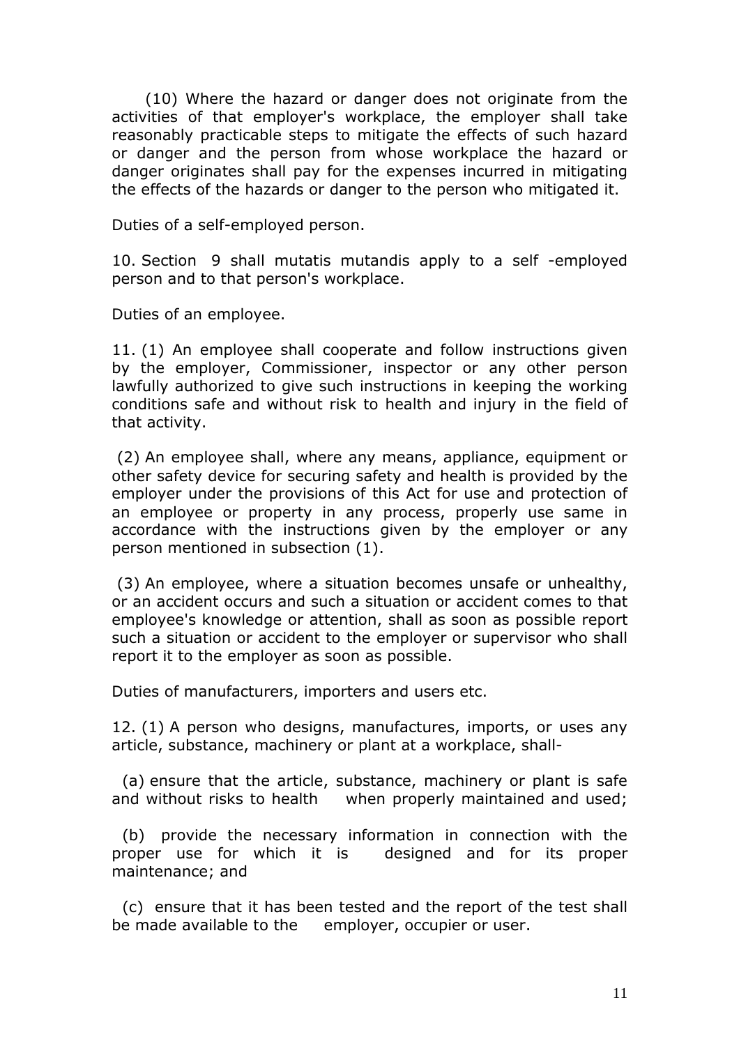(10) Where the hazard or danger does not originate from the activities of that employer's workplace, the employer shall take reasonably practicable steps to mitigate the effects of such hazard or danger and the person from whose workplace the hazard or danger originates shall pay for the expenses incurred in mitigating the effects of the hazards or danger to the person who mitigated it.

Duties of a self-employed person.

10. Section 9 shall mutatis mutandis apply to a self -employed person and to that person's workplace.

Duties of an employee.

11. (1) An employee shall cooperate and follow instructions given by the employer, Commissioner, inspector or any other person lawfully authorized to give such instructions in keeping the working conditions safe and without risk to health and injury in the field of that activity.

(2) An employee shall, where any means, appliance, equipment or other safety device for securing safety and health is provided by the employer under the provisions of this Act for use and protection of an employee or property in any process, properly use same in accordance with the instructions given by the employer or any person mentioned in subsection (1).

(3) An employee, where a situation becomes unsafe or unhealthy, or an accident occurs and such a situation or accident comes to that employee's knowledge or attention, shall as soon as possible report such a situation or accident to the employer or supervisor who shall report it to the employer as soon as possible.

Duties of manufacturers, importers and users etc.

12. (1) A person who designs, manufactures, imports, or uses any article, substance, machinery or plant at a workplace, shall-

(a) ensure that the article, substance, machinery or plant is safe and without risks to health when properly maintained and used;

(b) provide the necessary information in connection with the proper use for which it is designed and for its proper maintenance; and

(c) ensure that it has been tested and the report of the test shall be made available to the employer, occupier or user.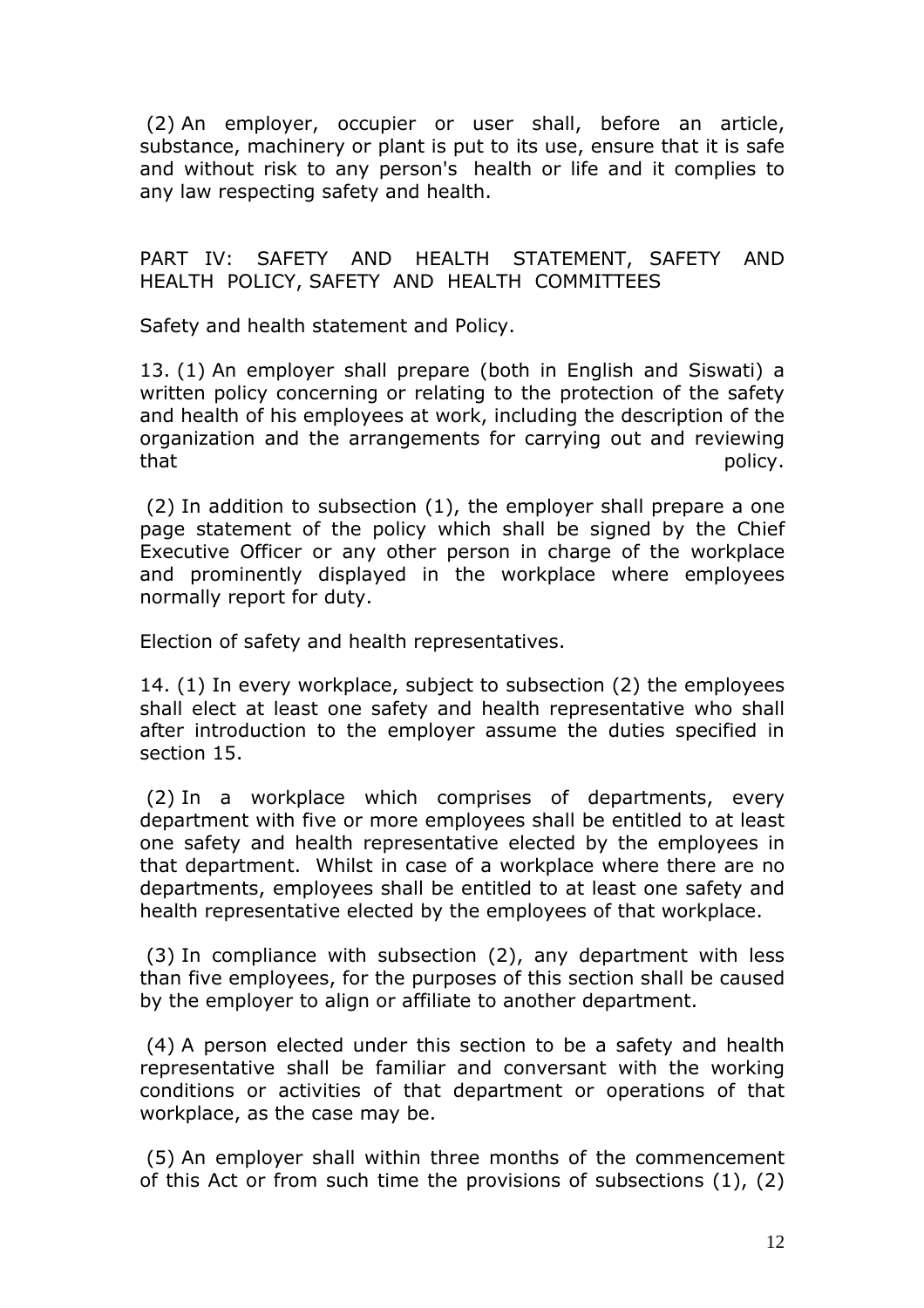(2) An employer, occupier or user shall, before an article, substance, machinery or plant is put to its use, ensure that it is safe and without risk to any person's health or life and it complies to any law respecting safety and health.

## PART IV: SAFETY AND HEALTH STATEMENT, SAFETY AND HEALTH POLICY, SAFETY AND HEALTH COMMITTEES

Safety and health statement and Policy.

13. (1) An employer shall prepare (both in English and Siswati) a written policy concerning or relating to the protection of the safety and health of his employees at work, including the description of the organization and the arrangements for carrying out and reviewing that policy.

(2) In addition to subsection (1), the employer shall prepare a one page statement of the policy which shall be signed by the Chief Executive Officer or any other person in charge of the workplace and prominently displayed in the workplace where employees normally report for duty.

Election of safety and health representatives.

14. (1) In every workplace, subject to subsection (2) the employees shall elect at least one safety and health representative who shall after introduction to the employer assume the duties specified in section 15.

(2) In a workplace which comprises of departments, every department with five or more employees shall be entitled to at least one safety and health representative elected by the employees in that department. Whilst in case of a workplace where there are no departments, employees shall be entitled to at least one safety and health representative elected by the employees of that workplace.

(3) In compliance with subsection (2), any department with less than five employees, for the purposes of this section shall be caused by the employer to align or affiliate to another department.

(4) A person elected under this section to be a safety and health representative shall be familiar and conversant with the working conditions or activities of that department or operations of that workplace, as the case may be.

(5) An employer shall within three months of the commencement of this Act or from such time the provisions of subsections (1), (2)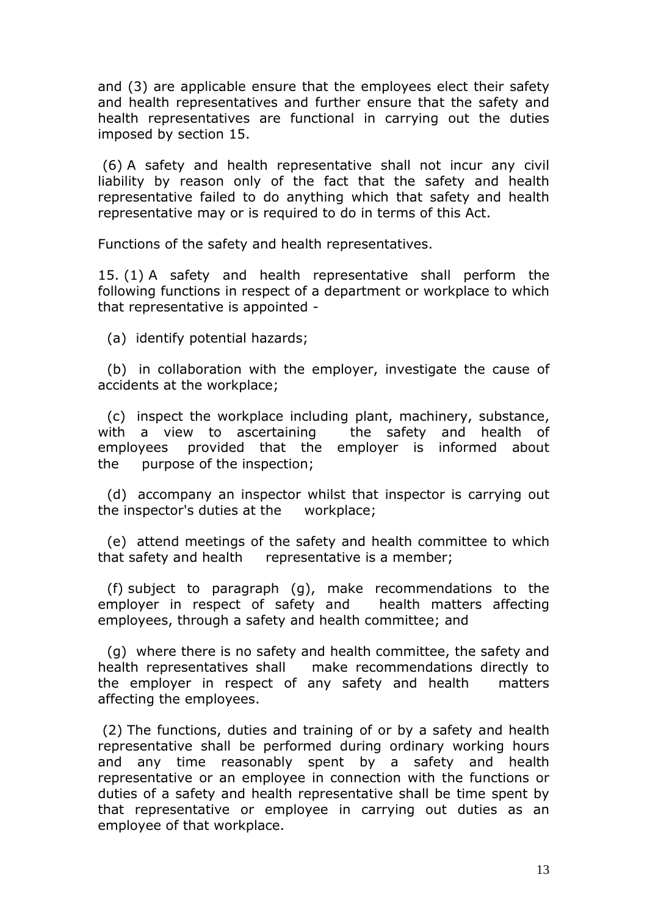and (3) are applicable ensure that the employees elect their safety and health representatives and further ensure that the safety and health representatives are functional in carrying out the duties imposed by section 15.

(6) A safety and health representative shall not incur any civil liability by reason only of the fact that the safety and health representative failed to do anything which that safety and health representative may or is required to do in terms of this Act.

Functions of the safety and health representatives.

15. (1) A safety and health representative shall perform the following functions in respect of a department or workplace to which that representative is appointed -

(a) identify potential hazards;

(b) in collaboration with the employer, investigate the cause of accidents at the workplace;

(c) inspect the workplace including plant, machinery, substance, with a view to ascertaining the safety and health of employees provided that the employer is informed about the purpose of the inspection;

(d) accompany an inspector whilst that inspector is carrying out the inspector's duties at the workplace;

(e) attend meetings of the safety and health committee to which that safety and health representative is a member;

(f) subject to paragraph (g), make recommendations to the employer in respect of safety and health matters affecting employees, through a safety and health committee; and

(g) where there is no safety and health committee, the safety and health representatives shall make recommendations directly to the employer in respect of any safety and health matters affecting the employees.

(2) The functions, duties and training of or by a safety and health representative shall be performed during ordinary working hours and any time reasonably spent by a safety and health representative or an employee in connection with the functions or duties of a safety and health representative shall be time spent by that representative or employee in carrying out duties as an employee of that workplace.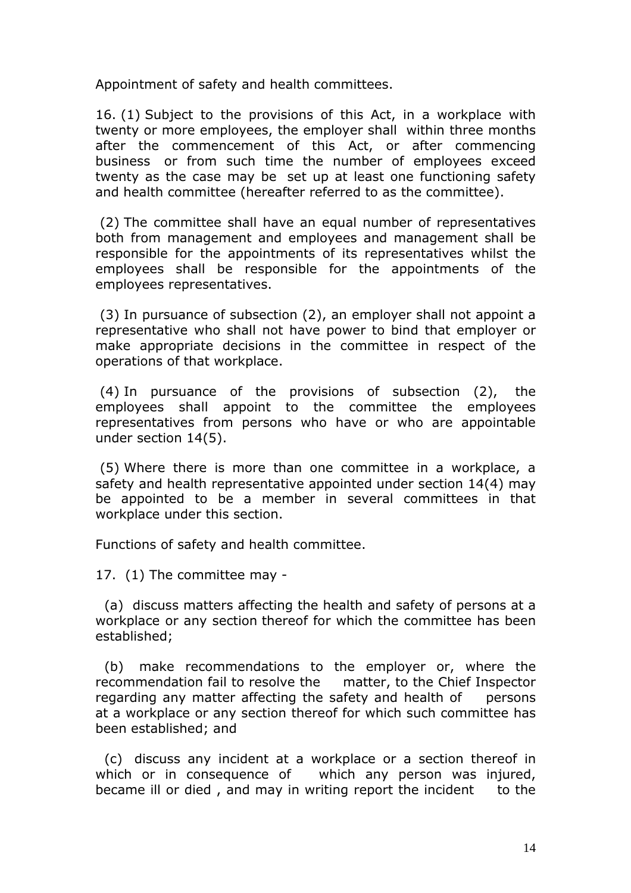Appointment of safety and health committees.

16. (1) Subject to the provisions of this Act, in a workplace with twenty or more employees, the employer shall within three months after the commencement of this Act, or after commencing business or from such time the number of employees exceed twenty as the case may be set up at least one functioning safety and health committee (hereafter referred to as the committee).

(2) The committee shall have an equal number of representatives both from management and employees and management shall be responsible for the appointments of its representatives whilst the employees shall be responsible for the appointments of the employees representatives.

(3) In pursuance of subsection (2), an employer shall not appoint a representative who shall not have power to bind that employer or make appropriate decisions in the committee in respect of the operations of that workplace.

(4) In pursuance of the provisions of subsection (2), the employees shall appoint to the committee the employees representatives from persons who have or who are appointable under section 14(5).

(5) Where there is more than one committee in a workplace, a safety and health representative appointed under section 14(4) may be appointed to be a member in several committees in that workplace under this section.

Functions of safety and health committee.

17. (1) The committee may -

(a) discuss matters affecting the health and safety of persons at a workplace or any section thereof for which the committee has been established;

(b) make recommendations to the employer or, where the recommendation fail to resolve the matter, to the Chief Inspector regarding any matter affecting the safety and health of persons at a workplace or any section thereof for which such committee has been established; and

(c) discuss any incident at a workplace or a section thereof in which or in consequence of which any person was injured, became ill or died , and may in writing report the incident to the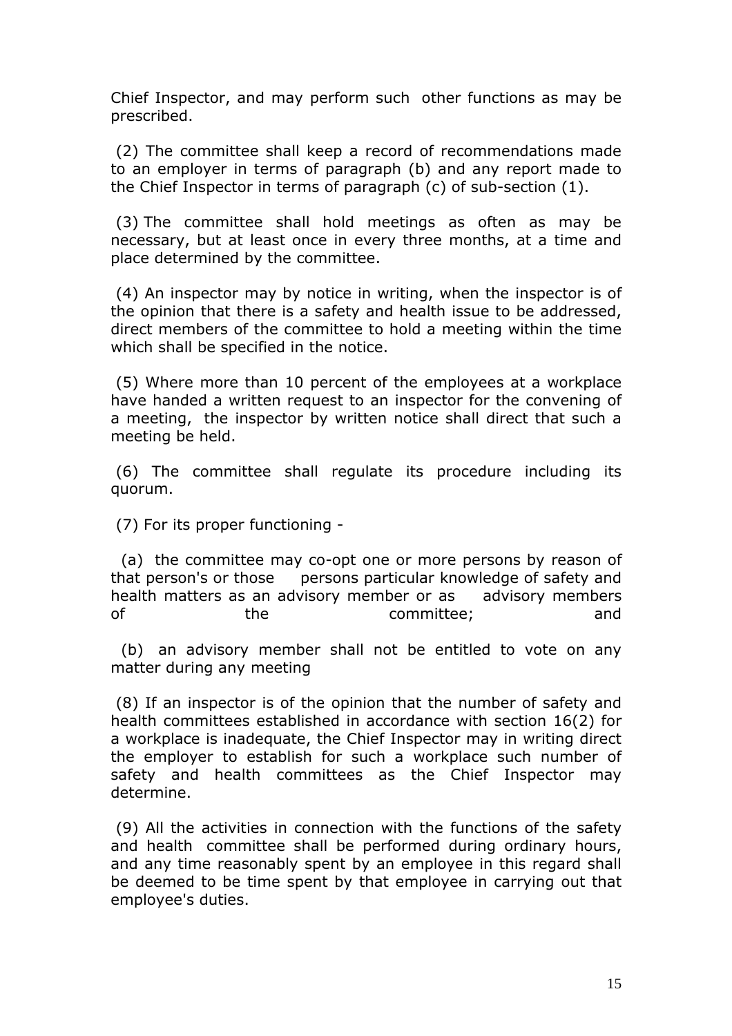Chief Inspector, and may perform such other functions as may be prescribed.

(2) The committee shall keep a record of recommendations made to an employer in terms of paragraph (b) and any report made to the Chief Inspector in terms of paragraph (c) of sub-section (1).

(3) The committee shall hold meetings as often as may be necessary, but at least once in every three months, at a time and place determined by the committee.

(4) An inspector may by notice in writing, when the inspector is of the opinion that there is a safety and health issue to be addressed, direct members of the committee to hold a meeting within the time which shall be specified in the notice.

(5) Where more than 10 percent of the employees at a workplace have handed a written request to an inspector for the convening of a meeting, the inspector by written notice shall direct that such a meeting be held.

(6) The committee shall regulate its procedure including its quorum.

(7) For its proper functioning -

(a) the committee may co-opt one or more persons by reason of that person's or those persons particular knowledge of safety and health matters as an advisory member or as advisory members of the committee; and

(b) an advisory member shall not be entitled to vote on any matter during any meeting

(8) If an inspector is of the opinion that the number of safety and health committees established in accordance with section 16(2) for a workplace is inadequate, the Chief Inspector may in writing direct the employer to establish for such a workplace such number of safety and health committees as the Chief Inspector may determine.

(9) All the activities in connection with the functions of the safety and health committee shall be performed during ordinary hours, and any time reasonably spent by an employee in this regard shall be deemed to be time spent by that employee in carrying out that employee's duties.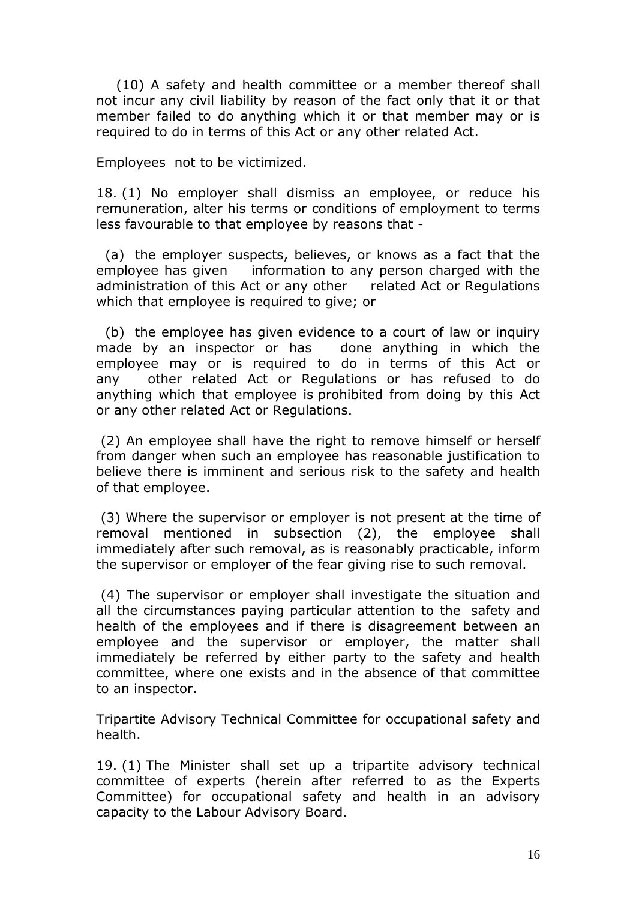(10) A safety and health committee or a member thereof shall not incur any civil liability by reason of the fact only that it or that member failed to do anything which it or that member may or is required to do in terms of this Act or any other related Act.

Employees not to be victimized.

18. (1) No employer shall dismiss an employee, or reduce his remuneration, alter his terms or conditions of employment to terms less favourable to that employee by reasons that -

(a) the employer suspects, believes, or knows as a fact that the employee has given information to any person charged with the administration of this Act or any other related Act or Regulations which that employee is required to give; or

(b) the employee has given evidence to a court of law or inquiry made by an inspector or has done anything in which the employee may or is required to do in terms of this Act or any other related Act or Regulations or has refused to do anything which that employee is prohibited from doing by this Act or any other related Act or Regulations.

(2) An employee shall have the right to remove himself or herself from danger when such an employee has reasonable justification to believe there is imminent and serious risk to the safety and health of that employee.

(3) Where the supervisor or employer is not present at the time of removal mentioned in subsection (2), the employee shall immediately after such removal, as is reasonably practicable, inform the supervisor or employer of the fear giving rise to such removal.

(4) The supervisor or employer shall investigate the situation and all the circumstances paying particular attention to the safety and health of the employees and if there is disagreement between an employee and the supervisor or employer, the matter shall immediately be referred by either party to the safety and health committee, where one exists and in the absence of that committee to an inspector.

Tripartite Advisory Technical Committee for occupational safety and health.

19. (1) The Minister shall set up a tripartite advisory technical committee of experts (herein after referred to as the Experts Committee) for occupational safety and health in an advisory capacity to the Labour Advisory Board.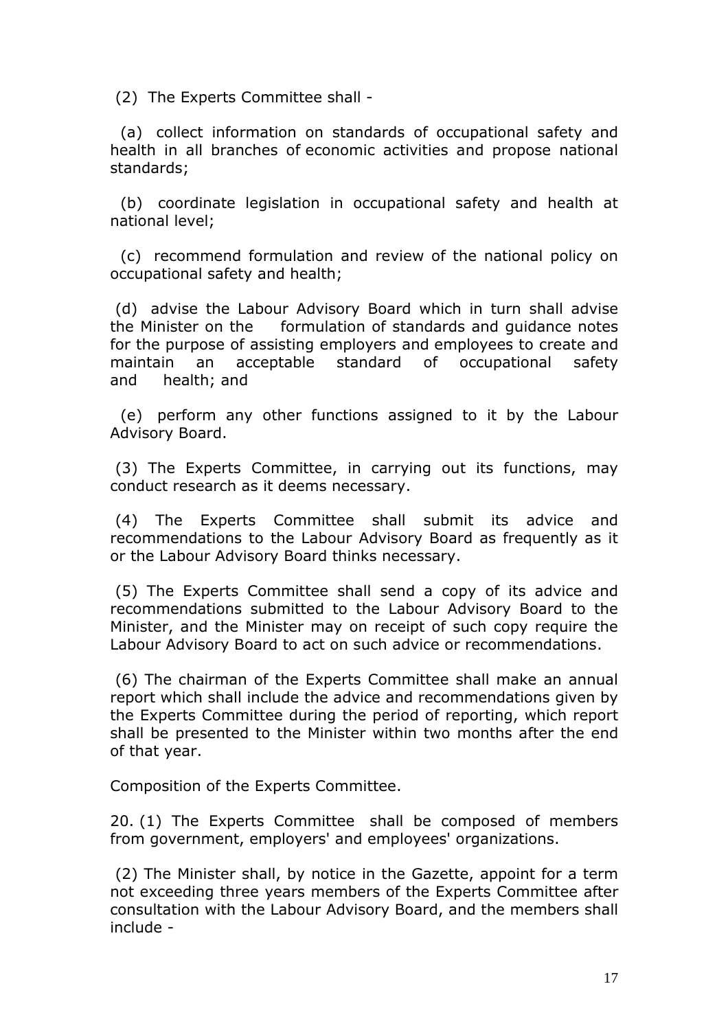(2) The Experts Committee shall -

(a) collect information on standards of occupational safety and health in all branches of economic activities and propose national standards;

(b) coordinate legislation in occupational safety and health at national level;

(c) recommend formulation and review of the national policy on occupational safety and health;

(d) advise the Labour Advisory Board which in turn shall advise the Minister on the formulation of standards and guidance notes for the purpose of assisting employers and employees to create and maintain an acceptable standard of occupational safety and health; and

(e) perform any other functions assigned to it by the Labour Advisory Board.

(3) The Experts Committee, in carrying out its functions, may conduct research as it deems necessary.

(4) The Experts Committee shall submit its advice and recommendations to the Labour Advisory Board as frequently as it or the Labour Advisory Board thinks necessary.

(5) The Experts Committee shall send a copy of its advice and recommendations submitted to the Labour Advisory Board to the Minister, and the Minister may on receipt of such copy require the Labour Advisory Board to act on such advice or recommendations.

(6) The chairman of the Experts Committee shall make an annual report which shall include the advice and recommendations given by the Experts Committee during the period of reporting, which report shall be presented to the Minister within two months after the end of that year.

Composition of the Experts Committee.

20. (1) The Experts Committee shall be composed of members from government, employers' and employees' organizations.

(2) The Minister shall, by notice in the Gazette, appoint for a term not exceeding three years members of the Experts Committee after consultation with the Labour Advisory Board, and the members shall include -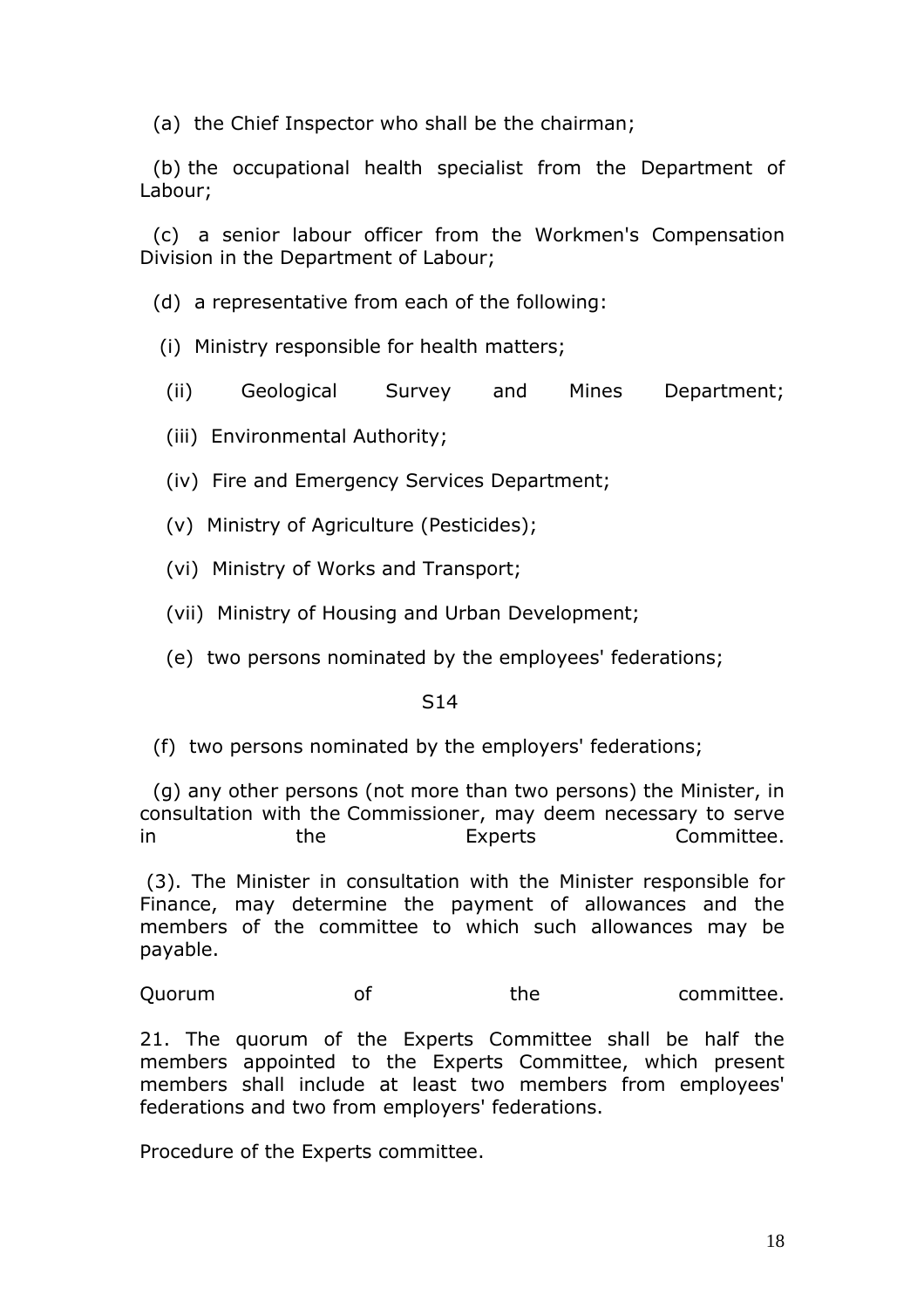(a) the Chief Inspector who shall be the chairman;

(b) the occupational health specialist from the Department of Labour;

(c) a senior labour officer from the Workmen's Compensation Division in the Department of Labour;

(d) a representative from each of the following:

(i) Ministry responsible for health matters;

(ii) Geological Survey and Mines Department;

(iii) Environmental Authority;

(iv) Fire and Emergency Services Department;

(v) Ministry of Agriculture (Pesticides);

(vi) Ministry of Works and Transport;

(vii) Ministry of Housing and Urban Development;

(e) two persons nominated by the employees' federations;

S14

(f) two persons nominated by the employers' federations;

(g) any other persons (not more than two persons) the Minister, in consultation with the Commissioner, may deem necessary to serve in the Experts Committee.

(3). The Minister in consultation with the Minister responsible for Finance, may determine the payment of allowances and the members of the committee to which such allowances may be payable.

Quorum of the committee.

21. The quorum of the Experts Committee shall be half the members appointed to the Experts Committee, which present members shall include at least two members from employees' federations and two from employers' federations.

Procedure of the Experts committee.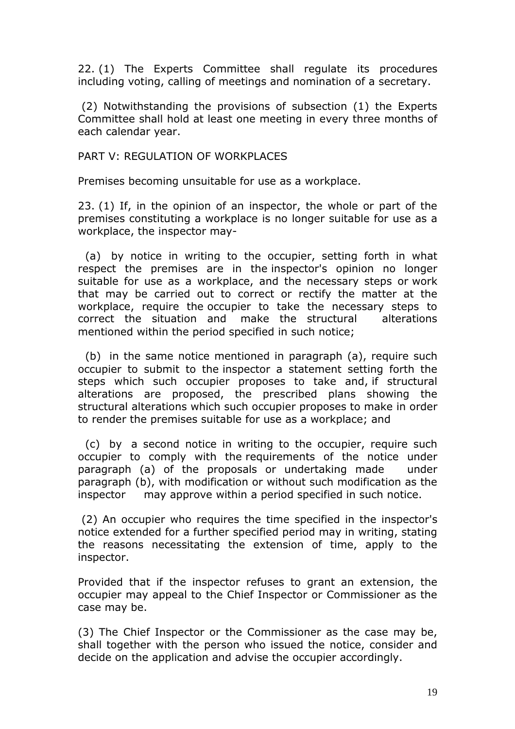22. (1) The Experts Committee shall regulate its procedures including voting, calling of meetings and nomination of a secretary.

(2) Notwithstanding the provisions of subsection (1) the Experts Committee shall hold at least one meeting in every three months of each calendar year.

## PART V: REGULATION OF WORKPLACES

Premises becoming unsuitable for use as a workplace.

23. (1) If, in the opinion of an inspector, the whole or part of the premises constituting a workplace is no longer suitable for use as a workplace, the inspector may-

(a) by notice in writing to the occupier, setting forth in what respect the premises are in the inspector's opinion no longer suitable for use as a workplace, and the necessary steps or work that may be carried out to correct or rectify the matter at the workplace, require the occupier to take the necessary steps to correct the situation and make the structural alterations mentioned within the period specified in such notice;

(b) in the same notice mentioned in paragraph (a), require such occupier to submit to the inspector a statement setting forth the steps which such occupier proposes to take and, if structural alterations are proposed, the prescribed plans showing the structural alterations which such occupier proposes to make in order to render the premises suitable for use as a workplace; and

(c) by a second notice in writing to the occupier, require such occupier to comply with the requirements of the notice under paragraph (a) of the proposals or undertaking made under paragraph (b), with modification or without such modification as the inspector may approve within a period specified in such notice.

(2) An occupier who requires the time specified in the inspector's notice extended for a further specified period may in writing, stating the reasons necessitating the extension of time, apply to the inspector.

Provided that if the inspector refuses to grant an extension, the occupier may appeal to the Chief Inspector or Commissioner as the case may be.

(3) The Chief Inspector or the Commissioner as the case may be, shall together with the person who issued the notice, consider and decide on the application and advise the occupier accordingly.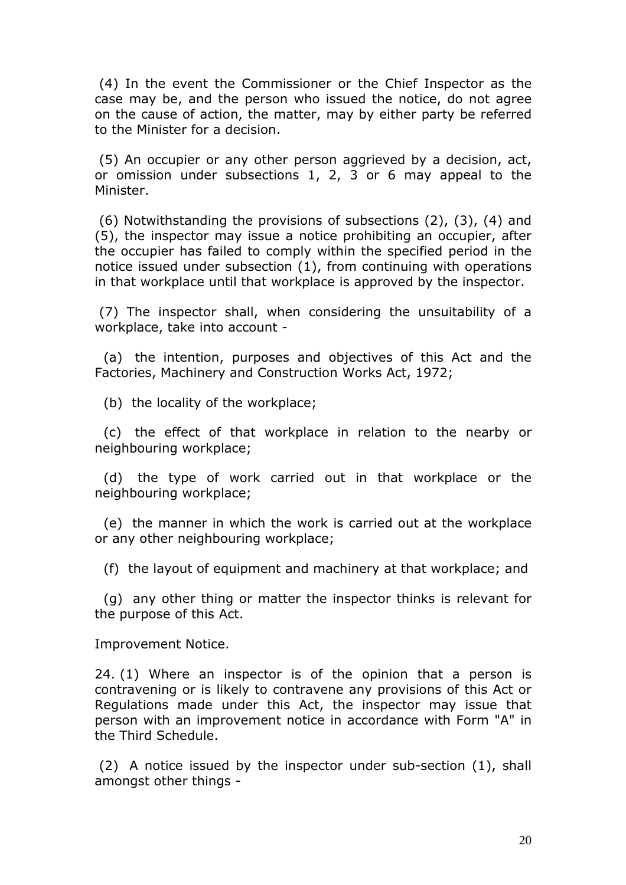(4) In the event the Commissioner or the Chief Inspector as the case may be, and the person who issued the notice, do not agree on the cause of action, the matter, may by either party be referred to the Minister for a decision.

(5) An occupier or any other person aggrieved by a decision, act, or omission under subsections 1, 2, 3 or 6 may appeal to the Minister.

(6) Notwithstanding the provisions of subsections (2), (3), (4) and (5), the inspector may issue a notice prohibiting an occupier, after the occupier has failed to comply within the specified period in the notice issued under subsection (1), from continuing with operations in that workplace until that workplace is approved by the inspector.

(7) The inspector shall, when considering the unsuitability of a workplace, take into account -

(a) the intention, purposes and objectives of this Act and the Factories, Machinery and Construction Works Act, 1972;

(b) the locality of the workplace;

(c) the effect of that workplace in relation to the nearby or neighbouring workplace;

(d) the type of work carried out in that workplace or the neighbouring workplace;

(e) the manner in which the work is carried out at the workplace or any other neighbouring workplace;

(f) the layout of equipment and machinery at that workplace; and

(g) any other thing or matter the inspector thinks is relevant for the purpose of this Act.

Improvement Notice.

24. (1) Where an inspector is of the opinion that a person is contravening or is likely to contravene any provisions of this Act or Regulations made under this Act, the inspector may issue that person with an improvement notice in accordance with Form "A" in the Third Schedule.

(2) A notice issued by the inspector under sub-section (1), shall amongst other things -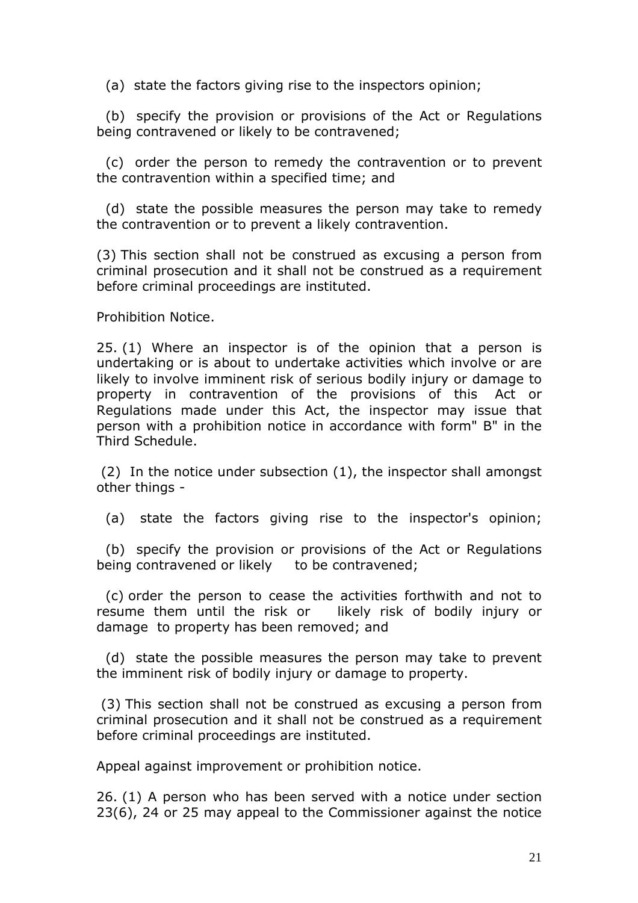(a) state the factors giving rise to the inspectors opinion;

(b) specify the provision or provisions of the Act or Regulations being contravened or likely to be contravened;

(c) order the person to remedy the contravention or to prevent the contravention within a specified time; and

(d) state the possible measures the person may take to remedy the contravention or to prevent a likely contravention.

(3) This section shall not be construed as excusing a person from criminal prosecution and it shall not be construed as a requirement before criminal proceedings are instituted.

Prohibition Notice.

25. (1) Where an inspector is of the opinion that a person is undertaking or is about to undertake activities which involve or are likely to involve imminent risk of serious bodily injury or damage to property in contravention of the provisions of this Act or Regulations made under this Act, the inspector may issue that person with a prohibition notice in accordance with form" B" in the Third Schedule.

(2) In the notice under subsection (1), the inspector shall amongst other things -

(a) state the factors giving rise to the inspector's opinion;

(b) specify the provision or provisions of the Act or Regulations being contravened or likely to be contravened;

(c) order the person to cease the activities forthwith and not to resume them until the risk or likely risk of bodily injury or damage to property has been removed; and

(d) state the possible measures the person may take to prevent the imminent risk of bodily injury or damage to property.

(3) This section shall not be construed as excusing a person from criminal prosecution and it shall not be construed as a requirement before criminal proceedings are instituted.

Appeal against improvement or prohibition notice.

26. (1) A person who has been served with a notice under section 23(6), 24 or 25 may appeal to the Commissioner against the notice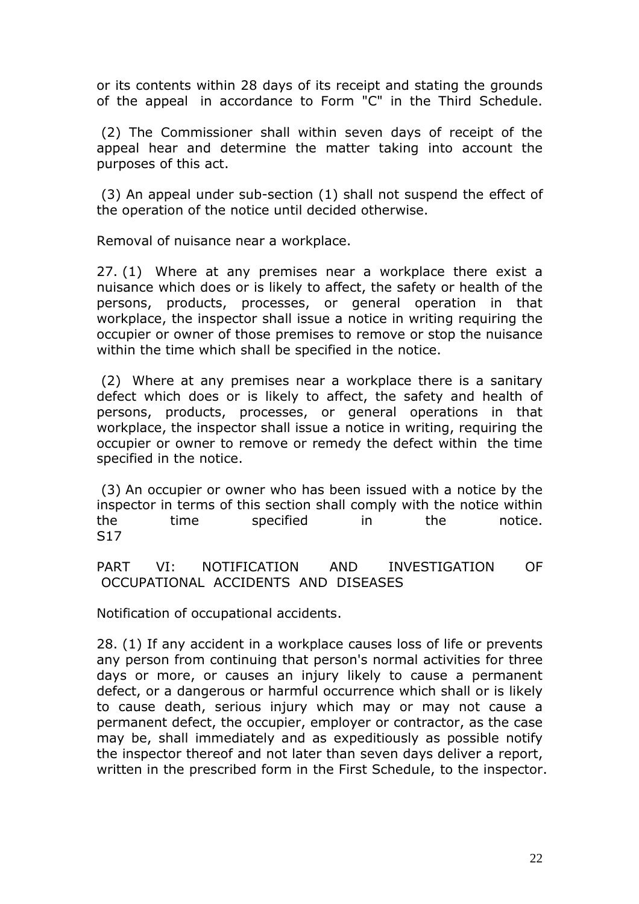or its contents within 28 days of its receipt and stating the grounds of the appeal in accordance to Form "C" in the Third Schedule.

(2) The Commissioner shall within seven days of receipt of the appeal hear and determine the matter taking into account the purposes of this act.

(3) An appeal under sub-section (1) shall not suspend the effect of the operation of the notice until decided otherwise.

Removal of nuisance near a workplace.

27. (1) Where at any premises near a workplace there exist a nuisance which does or is likely to affect, the safety or health of the persons, products, processes, or general operation in that workplace, the inspector shall issue a notice in writing requiring the occupier or owner of those premises to remove or stop the nuisance within the time which shall be specified in the notice.

(2) Where at any premises near a workplace there is a sanitary defect which does or is likely to affect, the safety and health of persons, products, processes, or general operations in that workplace, the inspector shall issue a notice in writing, requiring the occupier or owner to remove or remedy the defect within the time specified in the notice.

(3) An occupier or owner who has been issued with a notice by the inspector in terms of this section shall comply with the notice within the time specified in the notice.
S17

PART VI: NOTIFICATION AND INVESTIGATION OF OCCUPATIONAL ACCIDENTS AND DISEASES

Notification of occupational accidents.

28. (1) If any accident in a workplace causes loss of life or prevents any person from continuing that person's normal activities for three days or more, or causes an injury likely to cause a permanent defect, or a dangerous or harmful occurrence which shall or is likely to cause death, serious injury which may or may not cause a permanent defect, the occupier, employer or contractor, as the case may be, shall immediately and as expeditiously as possible notify the inspector thereof and not later than seven days deliver a report, written in the prescribed form in the First Schedule, to the inspector.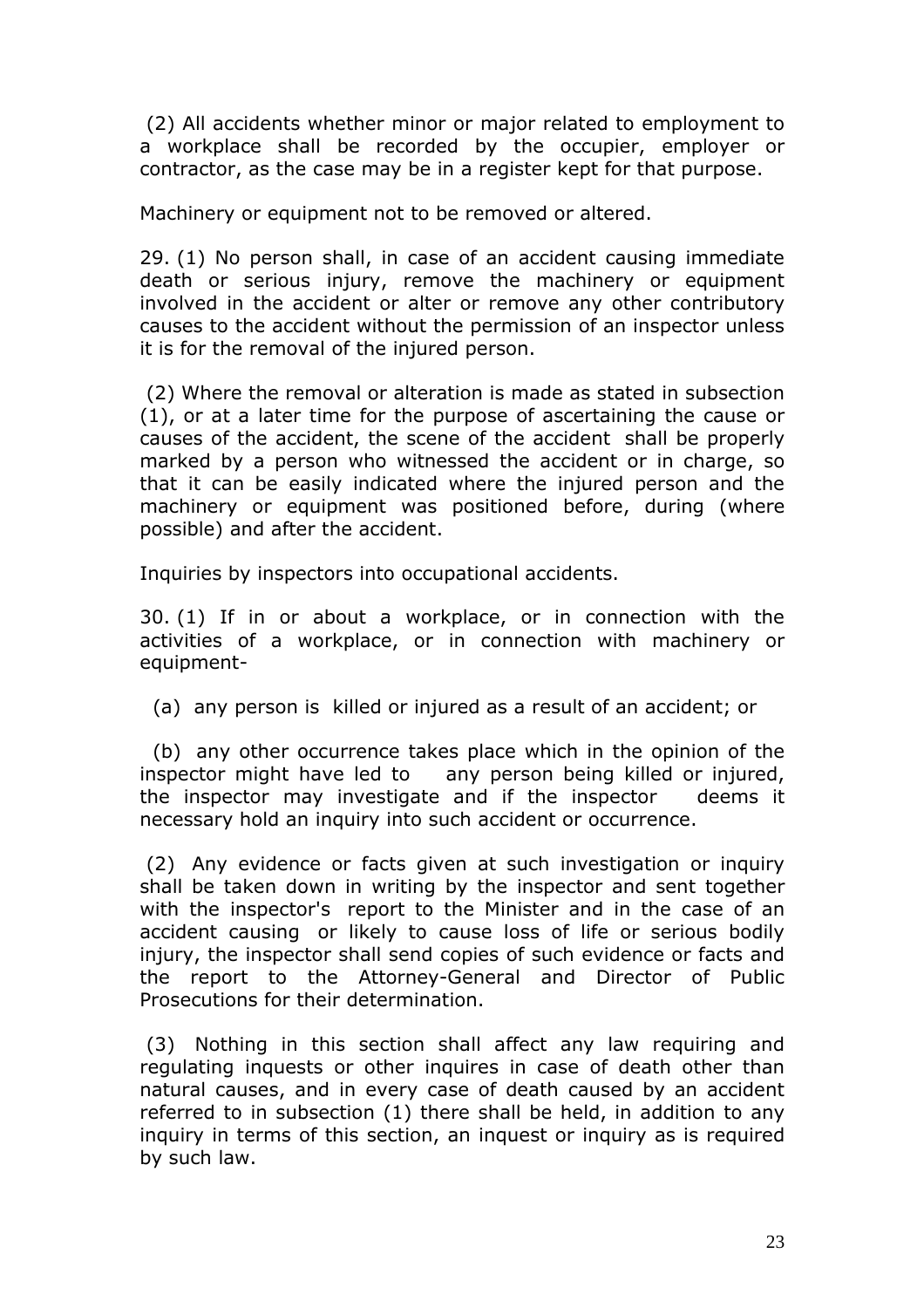(2) All accidents whether minor or major related to employment to a workplace shall be recorded by the occupier, employer or contractor, as the case may be in a register kept for that purpose.

Machinery or equipment not to be removed or altered.

29. (1) No person shall, in case of an accident causing immediate death or serious injury, remove the machinery or equipment involved in the accident or alter or remove any other contributory causes to the accident without the permission of an inspector unless it is for the removal of the injured person.

(2) Where the removal or alteration is made as stated in subsection (1), or at a later time for the purpose of ascertaining the cause or causes of the accident, the scene of the accident shall be properly marked by a person who witnessed the accident or in charge, so that it can be easily indicated where the injured person and the machinery or equipment was positioned before, during (where possible) and after the accident.

Inquiries by inspectors into occupational accidents.

30. (1) If in or about a workplace, or in connection with the activities of a workplace, or in connection with machinery or equipment-

(a) any person is killed or injured as a result of an accident; or

(b) any other occurrence takes place which in the opinion of the inspector might have led to any person being killed or injured, the inspector may investigate and if the inspector deems it necessary hold an inquiry into such accident or occurrence.

(2) Any evidence or facts given at such investigation or inquiry shall be taken down in writing by the inspector and sent together with the inspector's report to the Minister and in the case of an accident causing or likely to cause loss of life or serious bodily injury, the inspector shall send copies of such evidence or facts and the report to the Attorney-General and Director of Public Prosecutions for their determination.

(3) Nothing in this section shall affect any law requiring and regulating inquests or other inquires in case of death other than natural causes, and in every case of death caused by an accident referred to in subsection (1) there shall be held, in addition to any inquiry in terms of this section, an inquest or inquiry as is required by such law.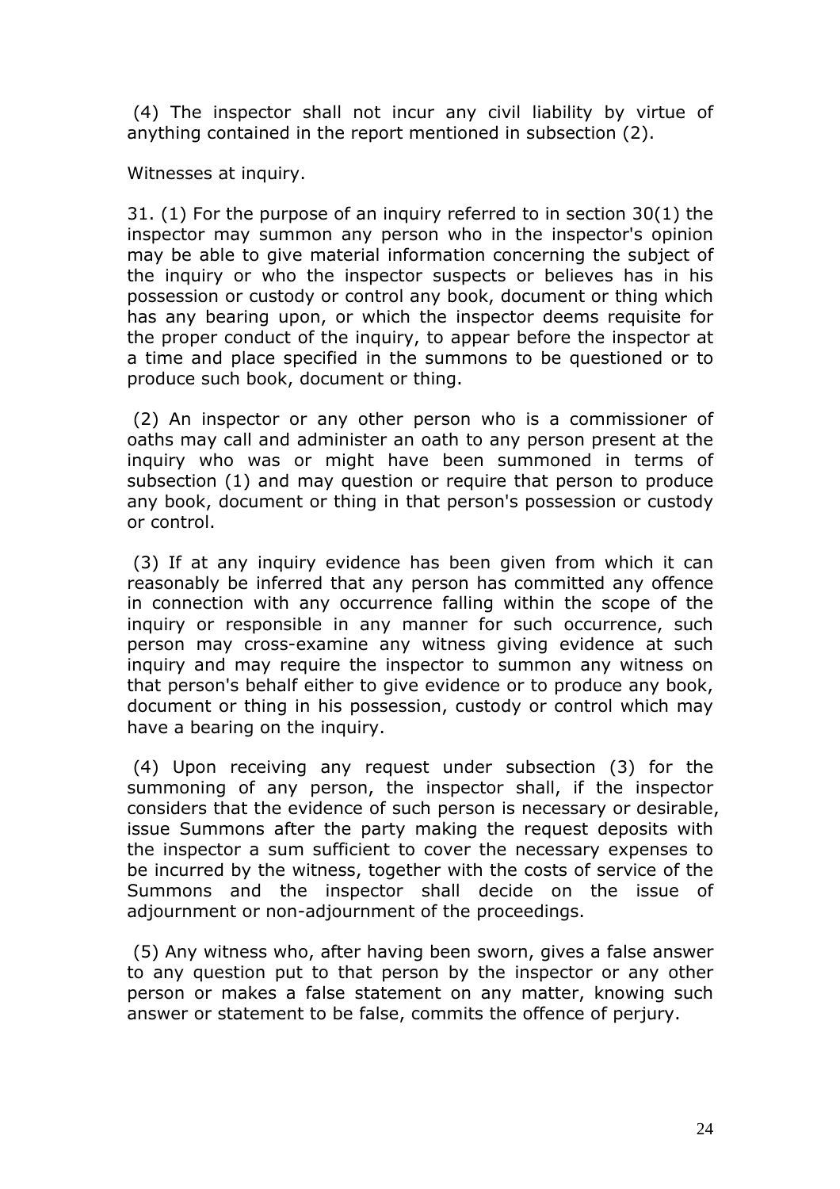(4) The inspector shall not incur any civil liability by virtue of anything contained in the report mentioned in subsection (2).

Witnesses at inquiry.

31. (1) For the purpose of an inquiry referred to in section 30(1) the inspector may summon any person who in the inspector's opinion may be able to give material information concerning the subject of the inquiry or who the inspector suspects or believes has in his possession or custody or control any book, document or thing which has any bearing upon, or which the inspector deems requisite for the proper conduct of the inquiry, to appear before the inspector at a time and place specified in the summons to be questioned or to produce such book, document or thing.

(2) An inspector or any other person who is a commissioner of oaths may call and administer an oath to any person present at the inquiry who was or might have been summoned in terms of subsection (1) and may question or require that person to produce any book, document or thing in that person's possession or custody or control.

(3) If at any inquiry evidence has been given from which it can reasonably be inferred that any person has committed any offence in connection with any occurrence falling within the scope of the inquiry or responsible in any manner for such occurrence, such person may cross-examine any witness giving evidence at such inquiry and may require the inspector to summon any witness on that person's behalf either to give evidence or to produce any book, document or thing in his possession, custody or control which may have a bearing on the inquiry.

(4) Upon receiving any request under subsection (3) for the summoning of any person, the inspector shall, if the inspector considers that the evidence of such person is necessary or desirable, issue Summons after the party making the request deposits with the inspector a sum sufficient to cover the necessary expenses to be incurred by the witness, together with the costs of service of the Summons and the inspector shall decide on the issue of adjournment or non-adjournment of the proceedings.

(5) Any witness who, after having been sworn, gives a false answer to any question put to that person by the inspector or any other person or makes a false statement on any matter, knowing such answer or statement to be false, commits the offence of perjury.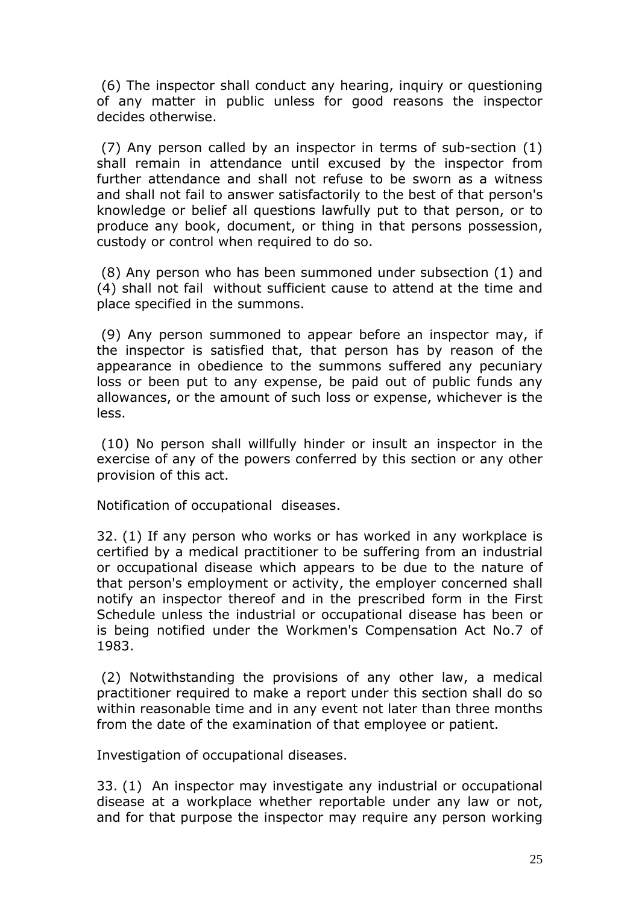(6) The inspector shall conduct any hearing, inquiry or questioning of any matter in public unless for good reasons the inspector decides otherwise.

(7) Any person called by an inspector in terms of sub-section (1) shall remain in attendance until excused by the inspector from further attendance and shall not refuse to be sworn as a witness and shall not fail to answer satisfactorily to the best of that person's knowledge or belief all questions lawfully put to that person, or to produce any book, document, or thing in that persons possession, custody or control when required to do so.

(8) Any person who has been summoned under subsection (1) and (4) shall not fail without sufficient cause to attend at the time and place specified in the summons.

(9) Any person summoned to appear before an inspector may, if the inspector is satisfied that, that person has by reason of the appearance in obedience to the summons suffered any pecuniary loss or been put to any expense, be paid out of public funds any allowances, or the amount of such loss or expense, whichever is the less.

(10) No person shall willfully hinder or insult an inspector in the exercise of any of the powers conferred by this section or any other provision of this act.

Notification of occupational diseases.

32. (1) If any person who works or has worked in any workplace is certified by a medical practitioner to be suffering from an industrial or occupational disease which appears to be due to the nature of that person's employment or activity, the employer concerned shall notify an inspector thereof and in the prescribed form in the First Schedule unless the industrial or occupational disease has been or is being notified under the Workmen's Compensation Act No.7 of 1983.

(2) Notwithstanding the provisions of any other law, a medical practitioner required to make a report under this section shall do so within reasonable time and in any event not later than three months from the date of the examination of that employee or patient.

Investigation of occupational diseases.

33. (1) An inspector may investigate any industrial or occupational disease at a workplace whether reportable under any law or not, and for that purpose the inspector may require any person working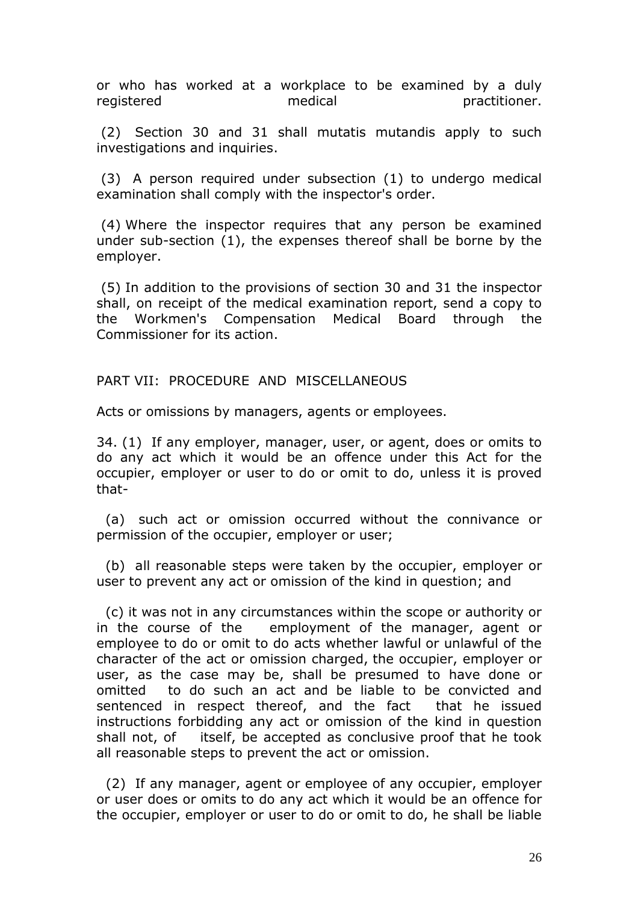or who has worked at a workplace to be examined by a duly registered medical practitioner.

(2) Section 30 and 31 shall mutatis mutandis apply to such investigations and inquiries.

(3) A person required under subsection (1) to undergo medical examination shall comply with the inspector's order.

(4) Where the inspector requires that any person be examined under sub-section (1), the expenses thereof shall be borne by the employer.

(5) In addition to the provisions of section 30 and 31 the inspector shall, on receipt of the medical examination report, send a copy to the Workmen's Compensation Medical Board through the Commissioner for its action.

## PART VII: PROCEDURE AND MISCELLANEOUS

Acts or omissions by managers, agents or employees.

34. (1) If any employer, manager, user, or agent, does or omits to do any act which it would be an offence under this Act for the occupier, employer or user to do or omit to do, unless it is proved that-

(a) such act or omission occurred without the connivance or permission of the occupier, employer or user;

(b) all reasonable steps were taken by the occupier, employer or user to prevent any act or omission of the kind in question; and

(c) it was not in any circumstances within the scope or authority or in the course of the employment of the manager, agent or employee to do or omit to do acts whether lawful or unlawful of the character of the act or omission charged, the occupier, employer or user, as the case may be, shall be presumed to have done or omitted to do such an act and be liable to be convicted and sentenced in respect thereof, and the fact that he issued instructions forbidding any act or omission of the kind in question shall not, of itself, be accepted as conclusive proof that he took all reasonable steps to prevent the act or omission.

(2) If any manager, agent or employee of any occupier, employer or user does or omits to do any act which it would be an offence for the occupier, employer or user to do or omit to do, he shall be liable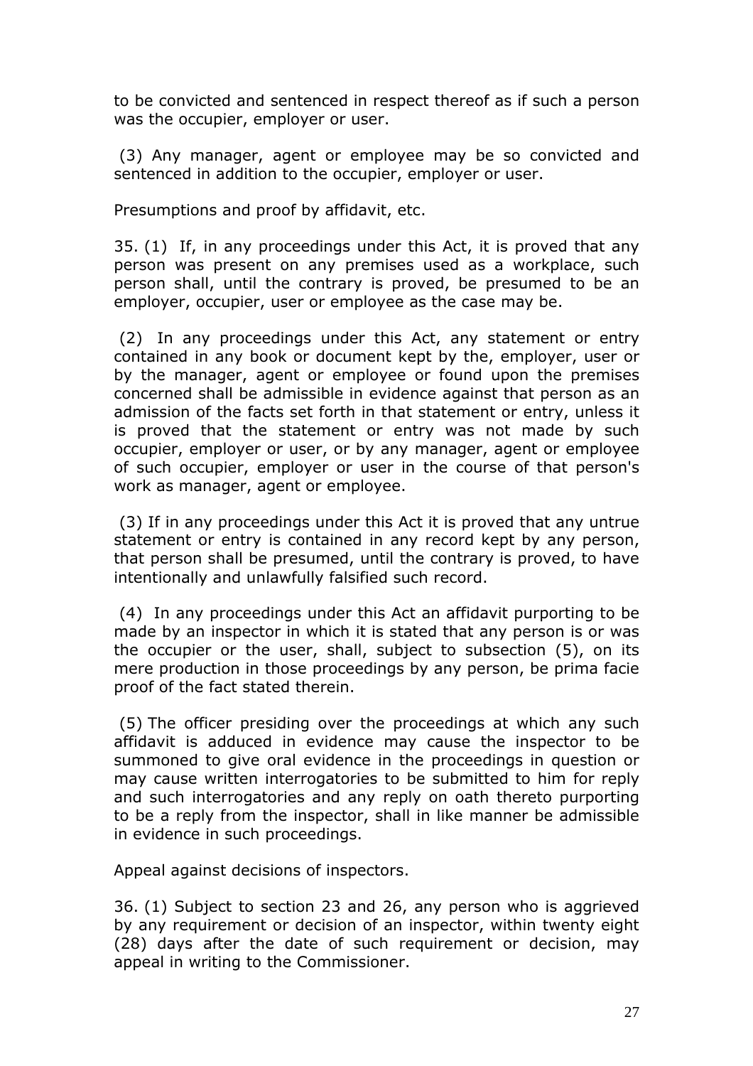to be convicted and sentenced in respect thereof as if such a person was the occupier, employer or user.

(3) Any manager, agent or employee may be so convicted and sentenced in addition to the occupier, employer or user.

Presumptions and proof by affidavit, etc.

35. (1) If, in any proceedings under this Act, it is proved that any person was present on any premises used as a workplace, such person shall, until the contrary is proved, be presumed to be an employer, occupier, user or employee as the case may be.

(2) In any proceedings under this Act, any statement or entry contained in any book or document kept by the, employer, user or by the manager, agent or employee or found upon the premises concerned shall be admissible in evidence against that person as an admission of the facts set forth in that statement or entry, unless it is proved that the statement or entry was not made by such occupier, employer or user, or by any manager, agent or employee of such occupier, employer or user in the course of that person's work as manager, agent or employee.

(3) If in any proceedings under this Act it is proved that any untrue statement or entry is contained in any record kept by any person, that person shall be presumed, until the contrary is proved, to have intentionally and unlawfully falsified such record.

(4) In any proceedings under this Act an affidavit purporting to be made by an inspector in which it is stated that any person is or was the occupier or the user, shall, subject to subsection (5), on its mere production in those proceedings by any person, be prima facie proof of the fact stated therein.

(5) The officer presiding over the proceedings at which any such affidavit is adduced in evidence may cause the inspector to be summoned to give oral evidence in the proceedings in question or may cause written interrogatories to be submitted to him for reply and such interrogatories and any reply on oath thereto purporting to be a reply from the inspector, shall in like manner be admissible in evidence in such proceedings.

Appeal against decisions of inspectors.

36. (1) Subject to section 23 and 26, any person who is aggrieved by any requirement or decision of an inspector, within twenty eight (28) days after the date of such requirement or decision, may appeal in writing to the Commissioner.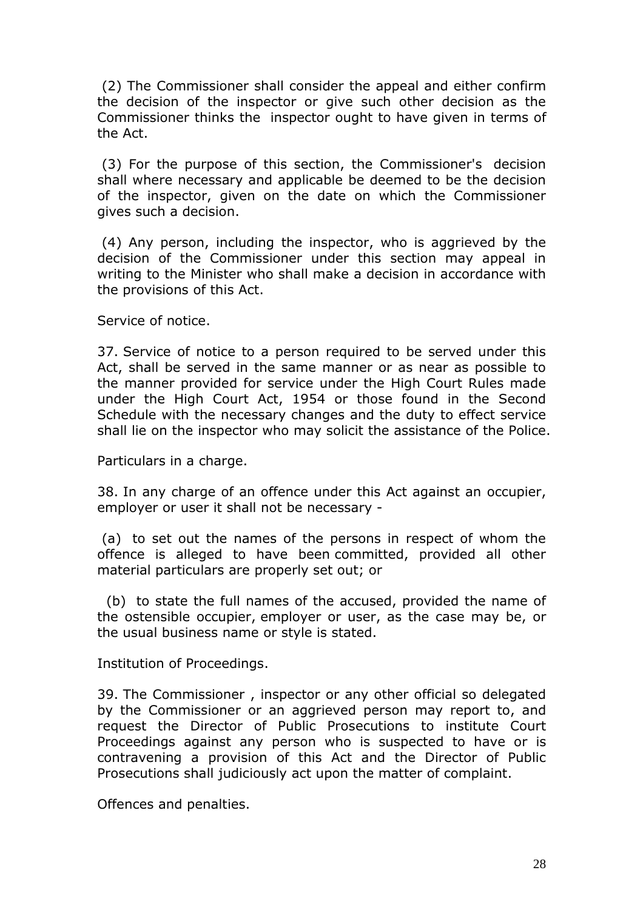(2) The Commissioner shall consider the appeal and either confirm the decision of the inspector or give such other decision as the Commissioner thinks the inspector ought to have given in terms of the Act.

(3) For the purpose of this section, the Commissioner's decision shall where necessary and applicable be deemed to be the decision of the inspector, given on the date on which the Commissioner gives such a decision.

(4) Any person, including the inspector, who is aggrieved by the decision of the Commissioner under this section may appeal in writing to the Minister who shall make a decision in accordance with the provisions of this Act.

Service of notice.

37. Service of notice to a person required to be served under this Act, shall be served in the same manner or as near as possible to the manner provided for service under the High Court Rules made under the High Court Act, 1954 or those found in the Second Schedule with the necessary changes and the duty to effect service shall lie on the inspector who may solicit the assistance of the Police.

Particulars in a charge.

38. In any charge of an offence under this Act against an occupier, employer or user it shall not be necessary -

(a) to set out the names of the persons in respect of whom the offence is alleged to have been committed, provided all other material particulars are properly set out; or

(b) to state the full names of the accused, provided the name of the ostensible occupier, employer or user, as the case may be, or the usual business name or style is stated.

Institution of Proceedings.

39. The Commissioner , inspector or any other official so delegated by the Commissioner or an aggrieved person may report to, and request the Director of Public Prosecutions to institute Court Proceedings against any person who is suspected to have or is contravening a provision of this Act and the Director of Public Prosecutions shall judiciously act upon the matter of complaint.

Offences and penalties.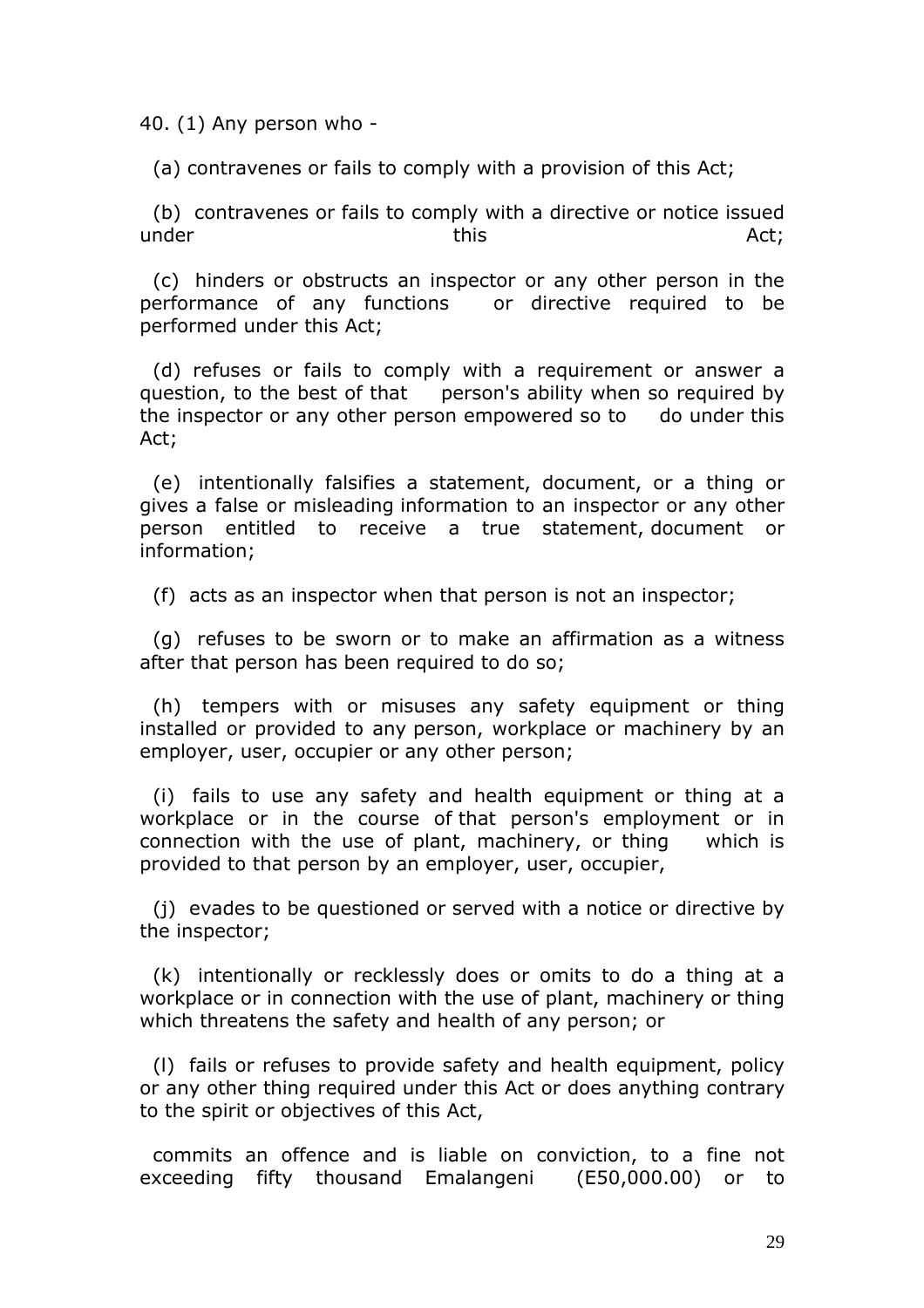40. (1) Any person who -

(a) contravenes or fails to comply with a provision of this Act;

(b) contravenes or fails to comply with a directive or notice issued under this Act;

(c) hinders or obstructs an inspector or any other person in the performance of any functions or directive required to be performed under this Act;

(d) refuses or fails to comply with a requirement or answer a question, to the best of that person's ability when so required by the inspector or any other person empowered so to do under this Act;

(e) intentionally falsifies a statement, document, or a thing or gives a false or misleading information to an inspector or any other person entitled to receive a true statement, document or information;

(f) acts as an inspector when that person is not an inspector;

(g) refuses to be sworn or to make an affirmation as a witness after that person has been required to do so;

(h) tempers with or misuses any safety equipment or thing installed or provided to any person, workplace or machinery by an employer, user, occupier or any other person;

(i) fails to use any safety and health equipment or thing at a workplace or in the course of that person's employment or in connection with the use of plant, machinery, or thing which is provided to that person by an employer, user, occupier,

(j) evades to be questioned or served with a notice or directive by the inspector;

(k) intentionally or recklessly does or omits to do a thing at a workplace or in connection with the use of plant, machinery or thing which threatens the safety and health of any person; or

(l) fails or refuses to provide safety and health equipment, policy or any other thing required under this Act or does anything contrary to the spirit or objectives of this Act,

commits an offence and is liable on conviction, to a fine not exceeding fifty thousand Emalangeni (E50,000.00) or to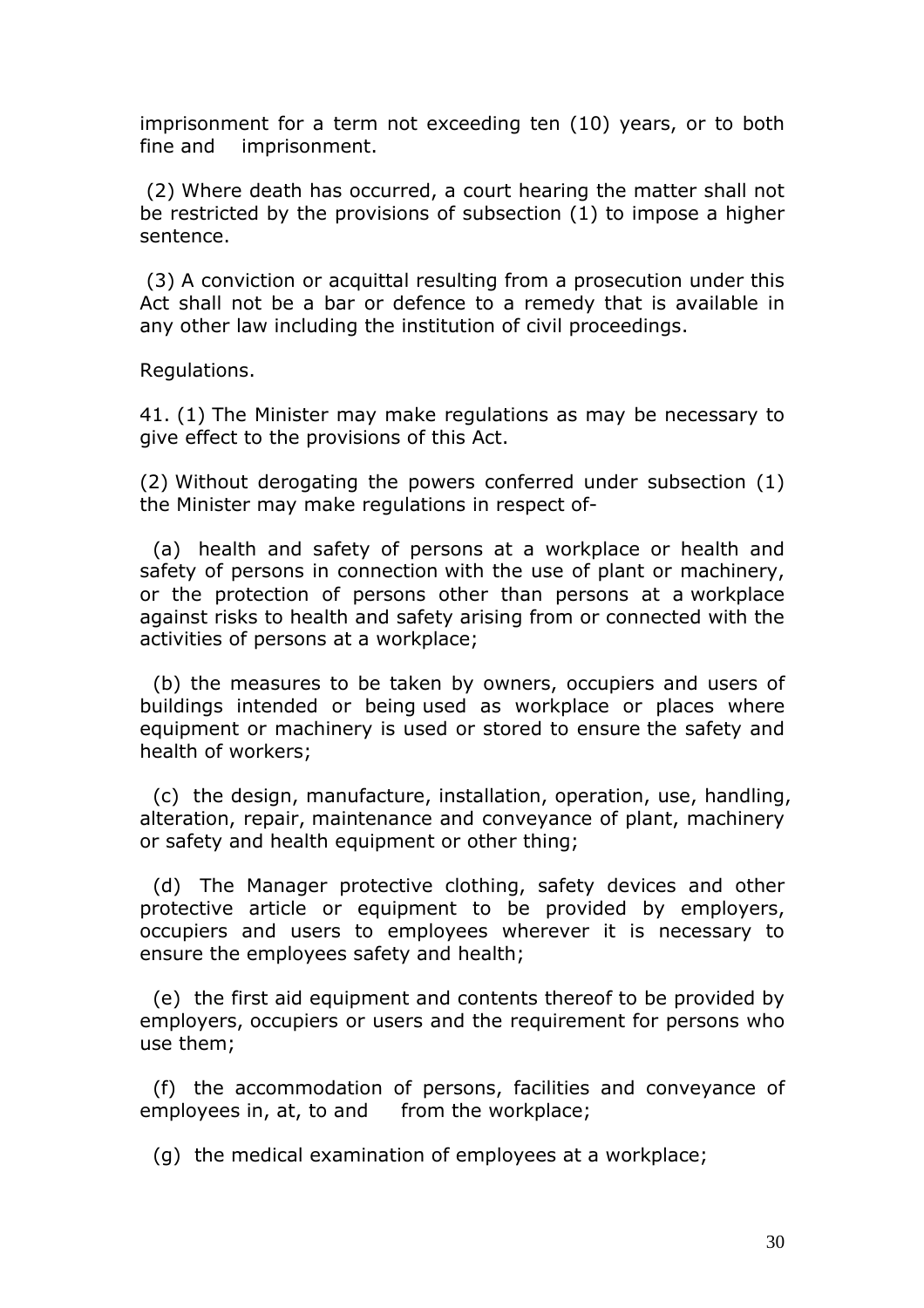imprisonment for a term not exceeding ten (10) years, or to both fine and imprisonment.

(2) Where death has occurred, a court hearing the matter shall not be restricted by the provisions of subsection (1) to impose a higher sentence.

(3) A conviction or acquittal resulting from a prosecution under this Act shall not be a bar or defence to a remedy that is available in any other law including the institution of civil proceedings.

Regulations.

41. (1) The Minister may make regulations as may be necessary to give effect to the provisions of this Act.

(2) Without derogating the powers conferred under subsection (1) the Minister may make regulations in respect of-

(a) health and safety of persons at a workplace or health and safety of persons in connection with the use of plant or machinery, or the protection of persons other than persons at a workplace against risks to health and safety arising from or connected with the activities of persons at a workplace;

(b) the measures to be taken by owners, occupiers and users of buildings intended or being used as workplace or places where equipment or machinery is used or stored to ensure the safety and health of workers;

(c) the design, manufacture, installation, operation, use, handling, alteration, repair, maintenance and conveyance of plant, machinery or safety and health equipment or other thing;

(d) The Manager protective clothing, safety devices and other protective article or equipment to be provided by employers, occupiers and users to employees wherever it is necessary to ensure the employees safety and health;

(e) the first aid equipment and contents thereof to be provided by employers, occupiers or users and the requirement for persons who use them;

(f) the accommodation of persons, facilities and conveyance of employees in, at, to and from the workplace;

(g) the medical examination of employees at a workplace;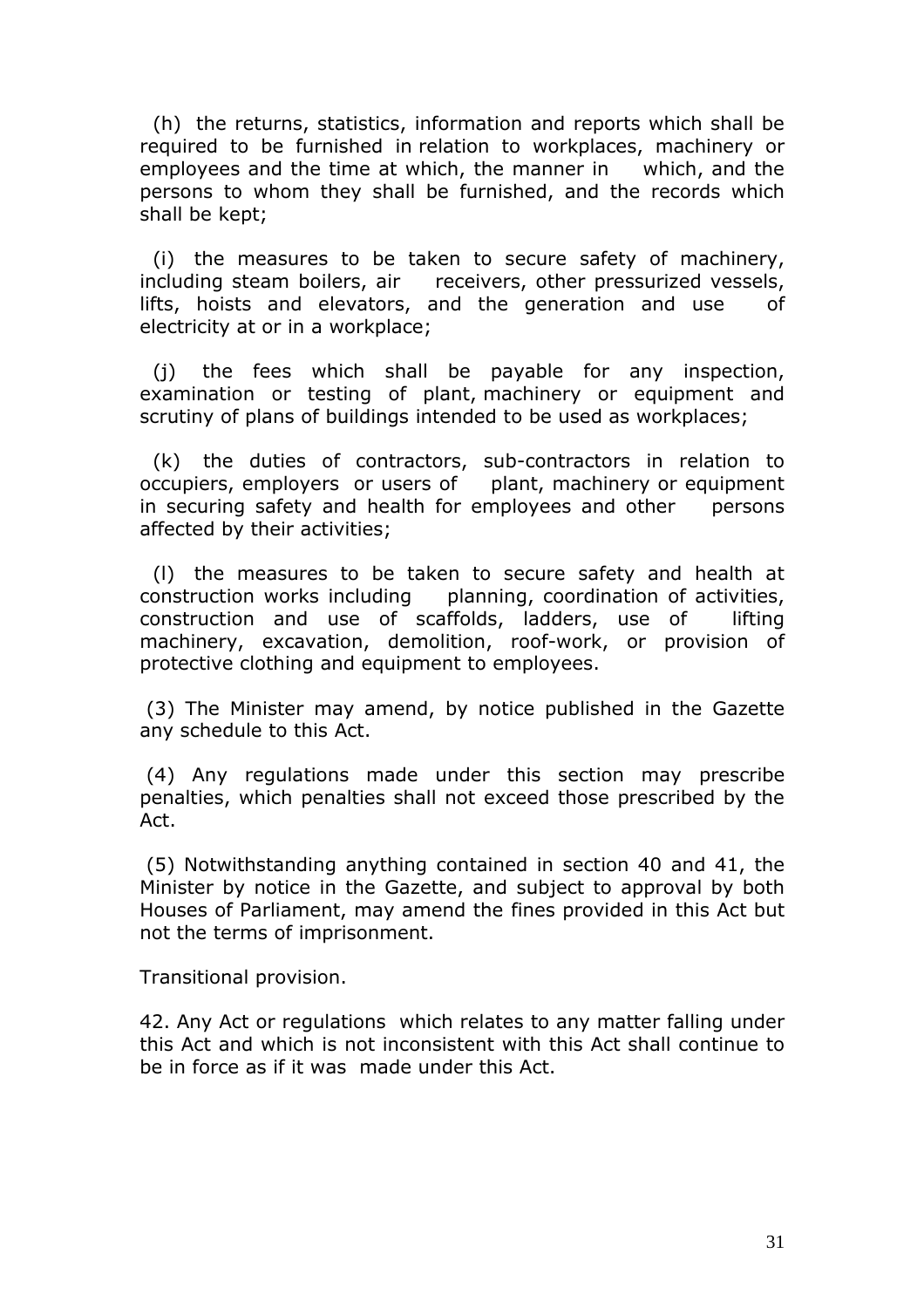(h) the returns, statistics, information and reports which shall be required to be furnished in relation to workplaces, machinery or employees and the time at which, the manner in which, and the persons to whom they shall be furnished, and the records which shall be kept;

(i) the measures to be taken to secure safety of machinery, including steam boilers, air receivers, other pressurized vessels, lifts, hoists and elevators, and the generation and use of electricity at or in a workplace;

(j) the fees which shall be payable for any inspection, examination or testing of plant, machinery or equipment and scrutiny of plans of buildings intended to be used as workplaces;

(k) the duties of contractors, sub-contractors in relation to occupiers, employers or users of plant, machinery or equipment in securing safety and health for employees and other persons affected by their activities;

(l) the measures to be taken to secure safety and health at construction works including planning, coordination of activities, construction and use of scaffolds, ladders, use of lifting machinery, excavation, demolition, roof-work, or provision of protective clothing and equipment to employees.

(3) The Minister may amend, by notice published in the Gazette any schedule to this Act.

(4) Any regulations made under this section may prescribe penalties, which penalties shall not exceed those prescribed by the Act.

(5) Notwithstanding anything contained in section 40 and 41, the Minister by notice in the Gazette, and subject to approval by both Houses of Parliament, may amend the fines provided in this Act but not the terms of imprisonment.

Transitional provision.

42. Any Act or regulations which relates to any matter falling under this Act and which is not inconsistent with this Act shall continue to be in force as if it was made under this Act.